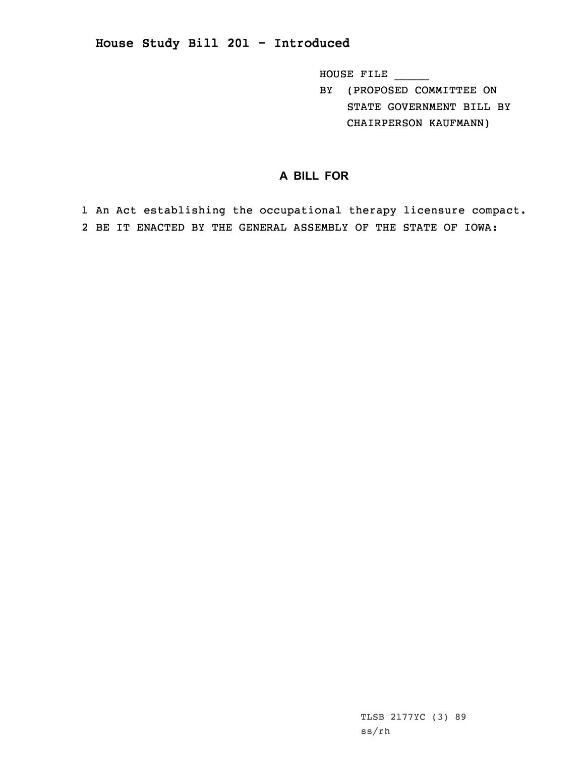# House Study Bill 201 - Introduced

HOUSE FILE _____
BY (PROPOSED COMMITTEE ON STATE GOVERNMENT BILL BY CHAIRPERSON KAUFMANN)

## A BILL FOR

1 An Act establishing the occupational therapy licensure compact.
2 BE IT ENACTED BY THE GENERAL ASSEMBLY OF THE STATE OF IOWA:

TLSB 2177YC (3) 89
ss/rh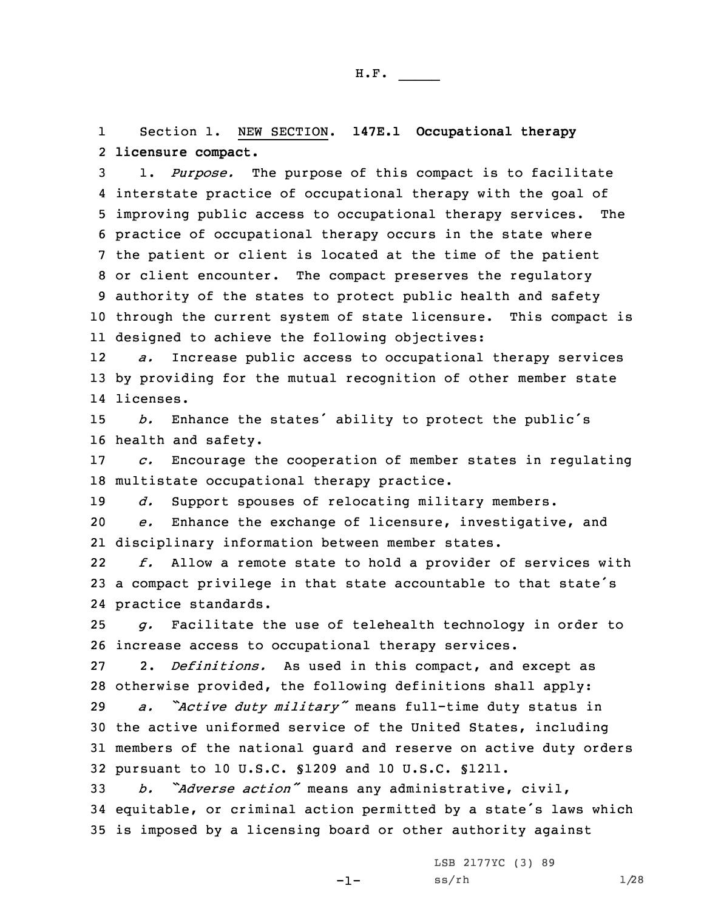Section 1. NEW SECTION. **147E.1 Occupational therapy licensure compact.**

1. *Purpose.* The purpose of this compact is to facilitate interstate practice of occupational therapy with the goal of improving public access to occupational therapy services. The practice of occupational therapy occurs in the state where the patient or client is located at the time of the patient or client encounter. The compact preserves the regulatory authority of the states to protect public health and safety through the current system of state licensure. This compact is designed to achieve the following objectives:

*a.* Increase public access to occupational therapy services by providing for the mutual recognition of other member state licenses.

*b.* Enhance the states' ability to protect the public's health and safety.

*c.* Encourage the cooperation of member states in regulating multistate occupational therapy practice.

*d.* Support spouses of relocating military members.

*e.* Enhance the exchange of licensure, investigative, and disciplinary information between member states.

*f.* Allow a remote state to hold a provider of services with a compact privilege in that state accountable to that state's practice standards.

*g.* Facilitate the use of telehealth technology in order to increase access to occupational therapy services.

2. *Definitions.* As used in this compact, and except as otherwise provided, the following definitions shall apply:

*a. "Active duty military"* means full-time duty status in the active uniformed service of the United States, including members of the national guard and reserve on active duty orders pursuant to 10 U.S.C. §1209 and 10 U.S.C. §1211.

*b. "Adverse action"* means any administrative, civil, equitable, or criminal action permitted by a state's laws which is imposed by a licensing board or other authority against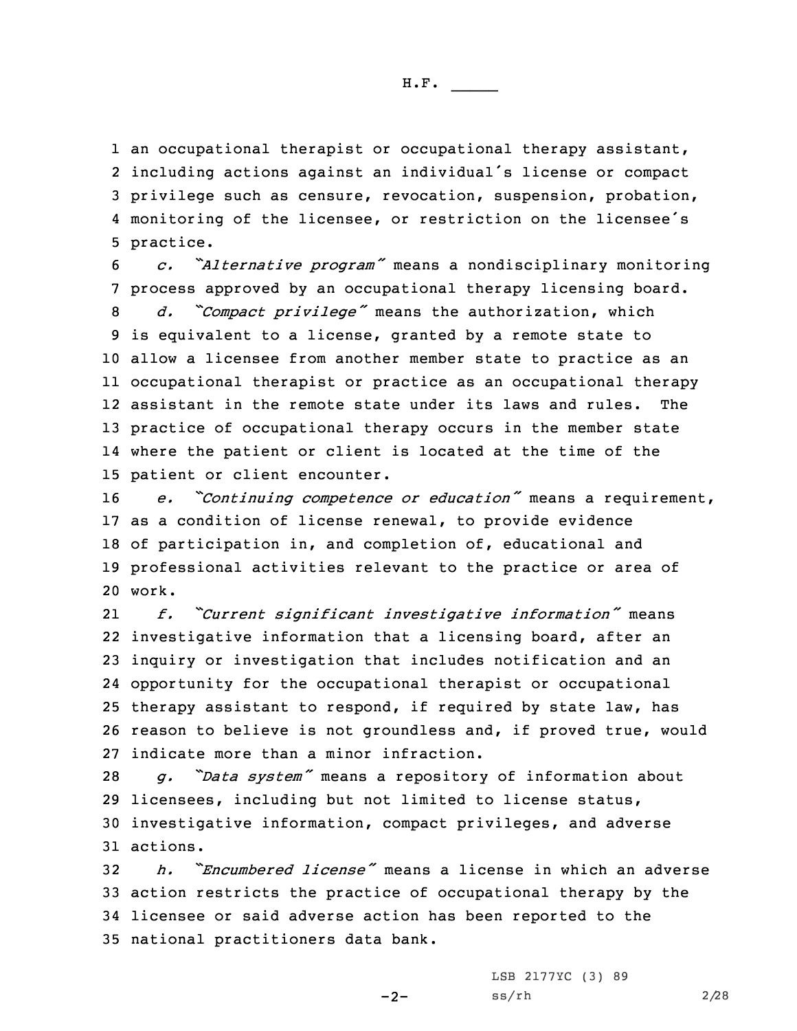an occupational therapist or occupational therapy assistant, including actions against an individual's license or compact privilege such as censure, revocation, suspension, probation, monitoring of the licensee, or restriction on the licensee's practice.

*c. "Alternative program"* means a nondisciplinary monitoring process approved by an occupational therapy licensing board.

*d. "Compact privilege"* means the authorization, which is equivalent to a license, granted by a remote state to allow a licensee from another member state to practice as an occupational therapist or practice as an occupational therapy assistant in the remote state under its laws and rules. The practice of occupational therapy occurs in the member state where the patient or client is located at the time of the patient or client encounter.

*e. "Continuing competence or education"* means a requirement, as a condition of license renewal, to provide evidence of participation in, and completion of, educational and professional activities relevant to the practice or area of work.

*f. "Current significant investigative information"* means investigative information that a licensing board, after an inquiry or investigation that includes notification and an opportunity for the occupational therapist or occupational therapy assistant to respond, if required by state law, has reason to believe is not groundless and, if proved true, would indicate more than a minor infraction.

*g. "Data system"* means a repository of information about licensees, including but not limited to license status, investigative information, compact privileges, and adverse actions.

*h. "Encumbered license"* means a license in which an adverse action restricts the practice of occupational therapy by the licensee or said adverse action has been reported to the national practitioners data bank.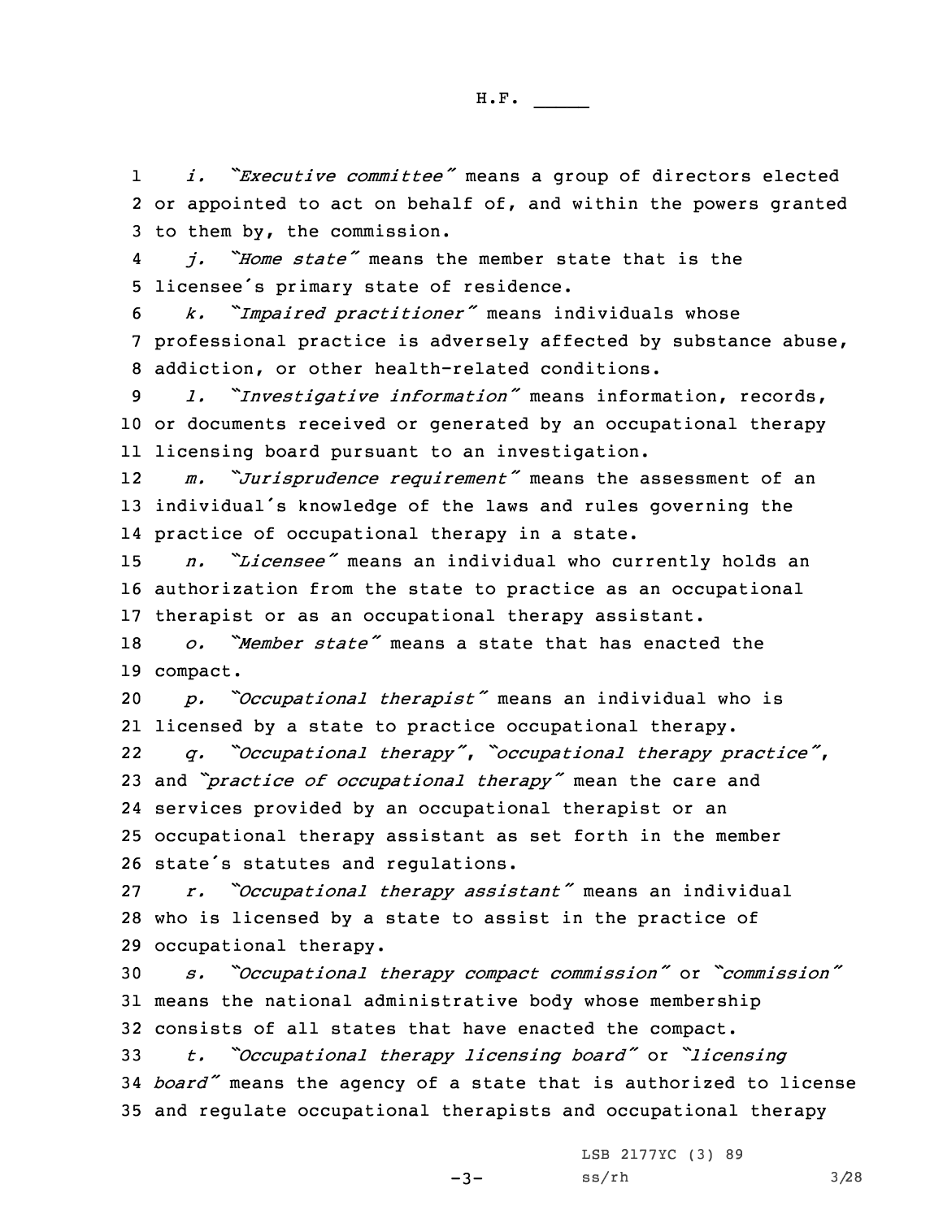*i. "Executive committee"* means a group of directors elected or appointed to act on behalf of, and within the powers granted to them by, the commission.

*j. "Home state"* means the member state that is the licensee's primary state of residence.

*k. "Impaired practitioner"* means individuals whose professional practice is adversely affected by substance abuse, addiction, or other health-related conditions.

*l. "Investigative information"* means information, records, or documents received or generated by an occupational therapy licensing board pursuant to an investigation.

*m. "Jurisprudence requirement"* means the assessment of an individual's knowledge of the laws and rules governing the practice of occupational therapy in a state.

*n. "Licensee"* means an individual who currently holds an authorization from the state to practice as an occupational therapist or as an occupational therapy assistant.

*o. "Member state"* means a state that has enacted the compact.

*p. "Occupational therapist"* means an individual who is licensed by a state to practice occupational therapy.

*q. "Occupational therapy"*, *"occupational therapy practice"*, and *"practice of occupational therapy"* mean the care and services provided by an occupational therapist or an occupational therapy assistant as set forth in the member state's statutes and regulations.

*r. "Occupational therapy assistant"* means an individual who is licensed by a state to assist in the practice of occupational therapy.

*s. "Occupational therapy compact commission"* or *"commission"* means the national administrative body whose membership consists of all states that have enacted the compact.

*t. "Occupational therapy licensing board"* or *"licensing board"* means the agency of a state that is authorized to license and regulate occupational therapists and occupational therapy

LSB 2177YC (3) 89
ss/rh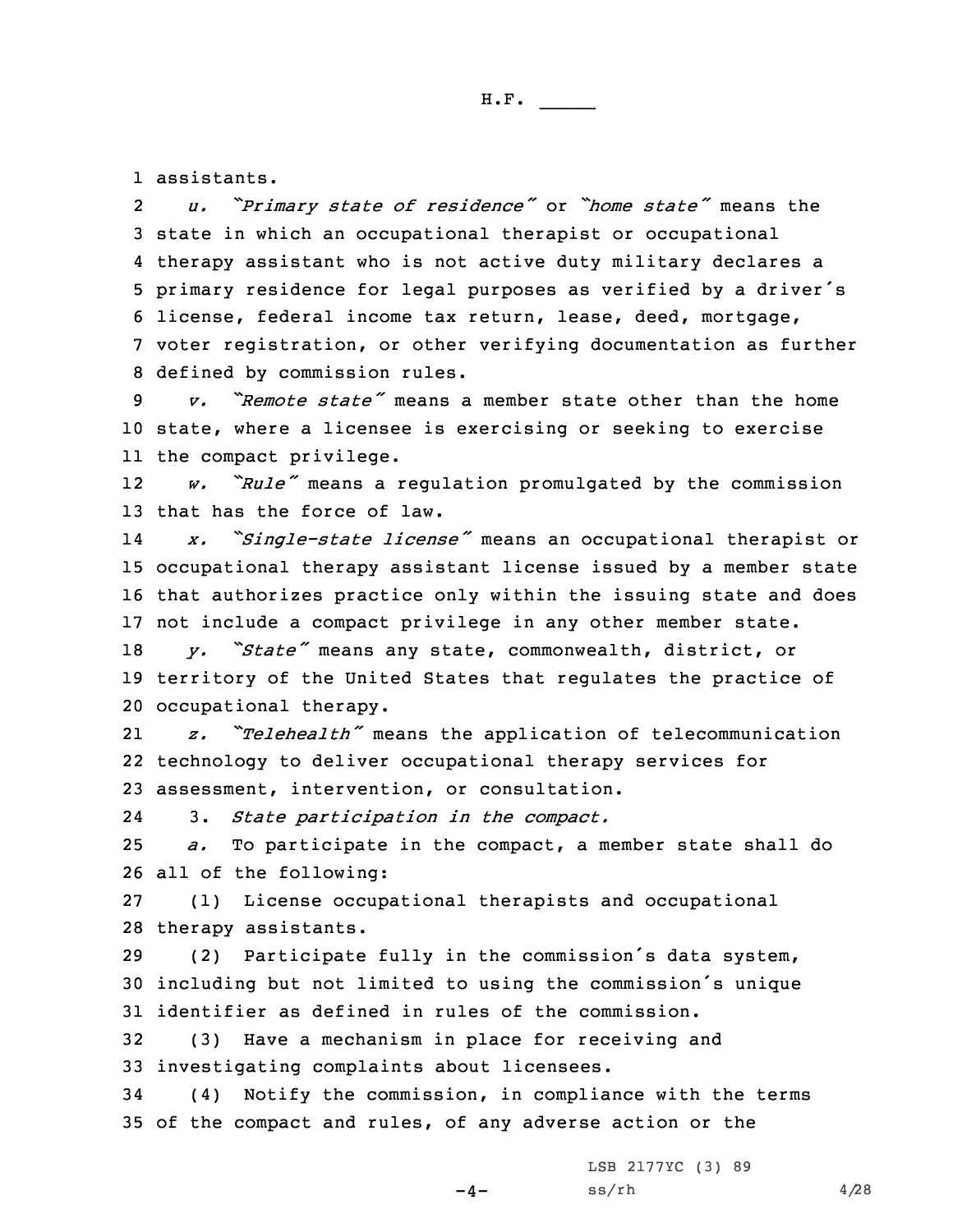assistants.

*u. "Primary state of residence"* or *"home state"* means the state in which an occupational therapist or occupational therapy assistant who is not active duty military declares a primary residence for legal purposes as verified by a driver's license, federal income tax return, lease, deed, mortgage, voter registration, or other verifying documentation as further defined by commission rules.

*v. "Remote state"* means a member state other than the home state, where a licensee is exercising or seeking to exercise the compact privilege.

*w. "Rule"* means a regulation promulgated by the commission that has the force of law.

*x. "Single-state license"* means an occupational therapist or occupational therapy assistant license issued by a member state that authorizes practice only within the issuing state and does not include a compact privilege in any other member state.

*y. "State"* means any state, commonwealth, district, or territory of the United States that regulates the practice of occupational therapy.

*z. "Telehealth"* means the application of telecommunication technology to deliver occupational therapy services for assessment, intervention, or consultation.

3. *State participation in the compact.*

*a.* To participate in the compact, a member state shall do all of the following:

(1) License occupational therapists and occupational therapy assistants.

(2) Participate fully in the commission's data system, including but not limited to using the commission's unique identifier as defined in rules of the commission.

(3) Have a mechanism in place for receiving and investigating complaints about licensees.

(4) Notify the commission, in compliance with the terms of the compact and rules, of any adverse action or the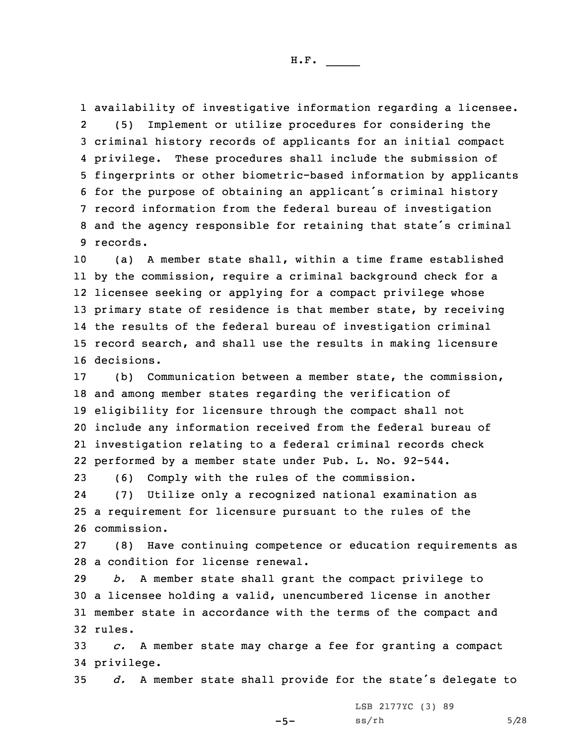availability of investigative information regarding a licensee.

(5) Implement or utilize procedures for considering the criminal history records of applicants for an initial compact privilege. These procedures shall include the submission of fingerprints or other biometric-based information by applicants for the purpose of obtaining an applicant's criminal history record information from the federal bureau of investigation and the agency responsible for retaining that state's criminal records.

(a) A member state shall, within a time frame established by the commission, require a criminal background check for a licensee seeking or applying for a compact privilege whose primary state of residence is that member state, by receiving the results of the federal bureau of investigation criminal record search, and shall use the results in making licensure decisions.

(b) Communication between a member state, the commission, and among member states regarding the verification of eligibility for licensure through the compact shall not include any information received from the federal bureau of investigation relating to a federal criminal records check performed by a member state under Pub. L. No. 92-544.

(6) Comply with the rules of the commission.

(7) Utilize only a recognized national examination as a requirement for licensure pursuant to the rules of the commission.

(8) Have continuing competence or education requirements as a condition for license renewal.

*b.* A member state shall grant the compact privilege to a licensee holding a valid, unencumbered license in another member state in accordance with the terms of the compact and rules.

*c.* A member state may charge a fee for granting a compact privilege.

*d.* A member state shall provide for the state's delegate to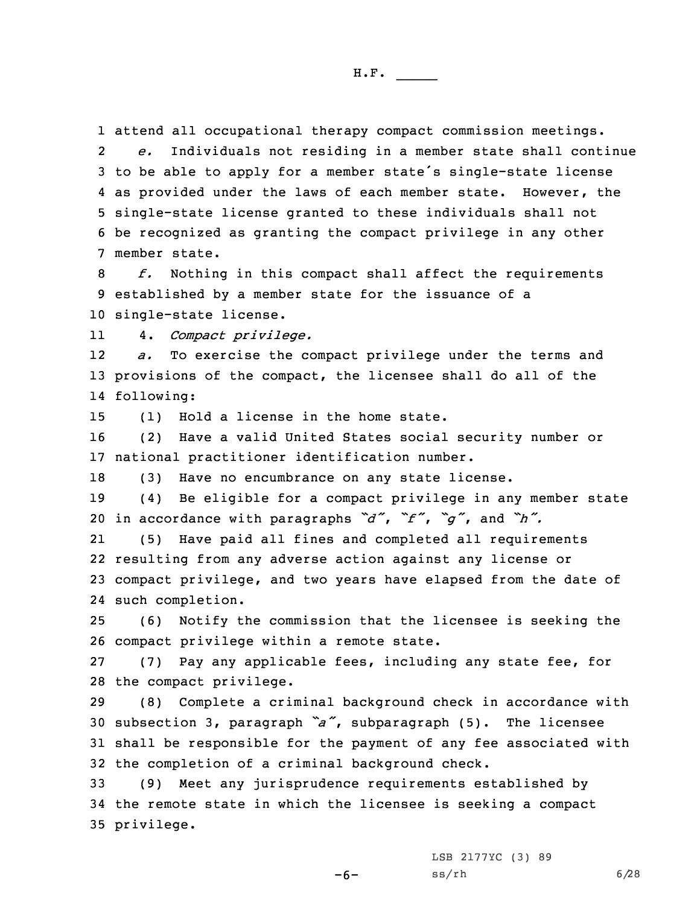attend all occupational therapy compact commission meetings.

*e.* Individuals not residing in a member state shall continue to be able to apply for a member state's single-state license as provided under the laws of each member state. However, the single-state license granted to these individuals shall not be recognized as granting the compact privilege in any other member state.

*f.* Nothing in this compact shall affect the requirements established by a member state for the issuance of a single-state license.

4. *Compact privilege.*

*a.* To exercise the compact privilege under the terms and provisions of the compact, the licensee shall do all of the following:

(1) Hold a license in the home state.

(2) Have a valid United States social security number or national practitioner identification number.

(3) Have no encumbrance on any state license.

(4) Be eligible for a compact privilege in any member state in accordance with paragraphs *"d"*, *"f"*, *"g"*, and *"h"*.

(5) Have paid all fines and completed all requirements resulting from any adverse action against any license or compact privilege, and two years have elapsed from the date of such completion.

(6) Notify the commission that the licensee is seeking the compact privilege within a remote state.

(7) Pay any applicable fees, including any state fee, for the compact privilege.

(8) Complete a criminal background check in accordance with subsection 3, paragraph *"a"*, subparagraph (5). The licensee shall be responsible for the payment of any fee associated with the completion of a criminal background check.

(9) Meet any jurisprudence requirements established by the remote state in which the licensee is seeking a compact privilege.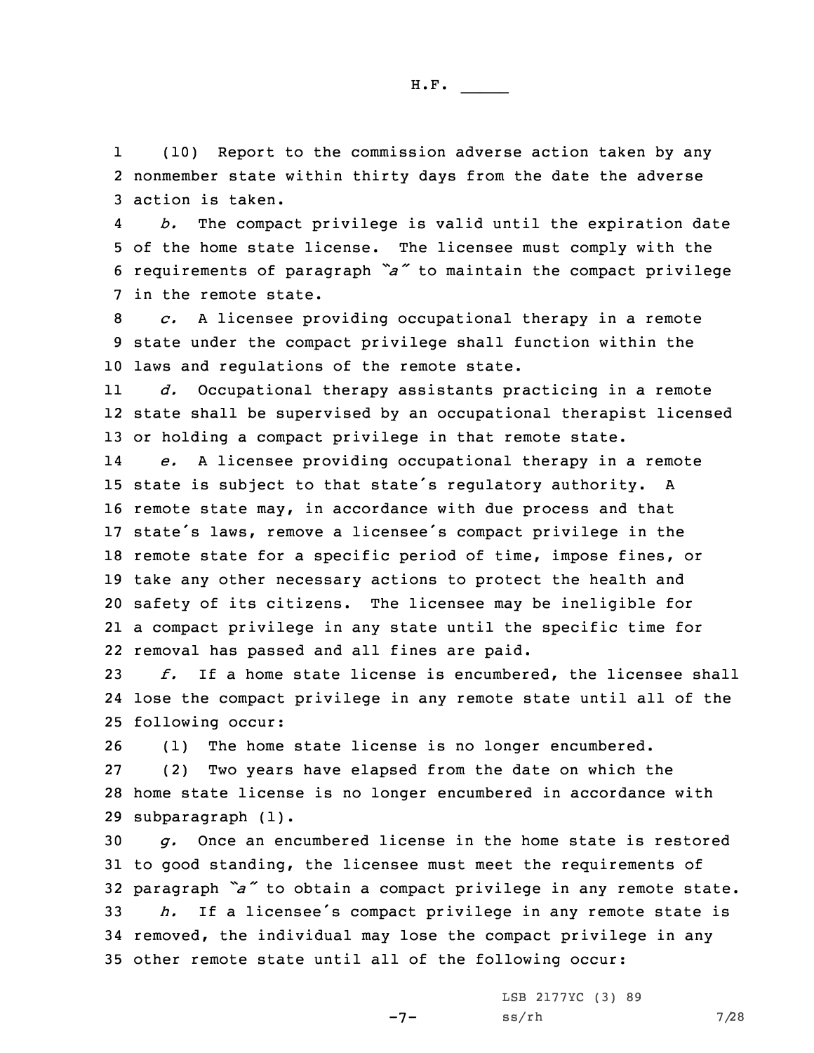(10) Report to the commission adverse action taken by any nonmember state within thirty days from the date the adverse action is taken.

*b.* The compact privilege is valid until the expiration date of the home state license. The licensee must comply with the requirements of paragraph *"a"* to maintain the compact privilege in the remote state.

*c.* A licensee providing occupational therapy in a remote state under the compact privilege shall function within the laws and regulations of the remote state.

*d.* Occupational therapy assistants practicing in a remote state shall be supervised by an occupational therapist licensed or holding a compact privilege in that remote state.

*e.* A licensee providing occupational therapy in a remote state is subject to that state's regulatory authority. A remote state may, in accordance with due process and that state's laws, remove a licensee's compact privilege in the remote state for a specific period of time, impose fines, or take any other necessary actions to protect the health and safety of its citizens. The licensee may be ineligible for a compact privilege in any state until the specific time for removal has passed and all fines are paid.

*f.* If a home state license is encumbered, the licensee shall lose the compact privilege in any remote state until all of the following occur:

(1) The home state license is no longer encumbered.

(2) Two years have elapsed from the date on which the home state license is no longer encumbered in accordance with subparagraph (1).

*g.* Once an encumbered license in the home state is restored to good standing, the licensee must meet the requirements of paragraph *"a"* to obtain a compact privilege in any remote state.

*h.* If a licensee's compact privilege in any remote state is removed, the individual may lose the compact privilege in any other remote state until all of the following occur: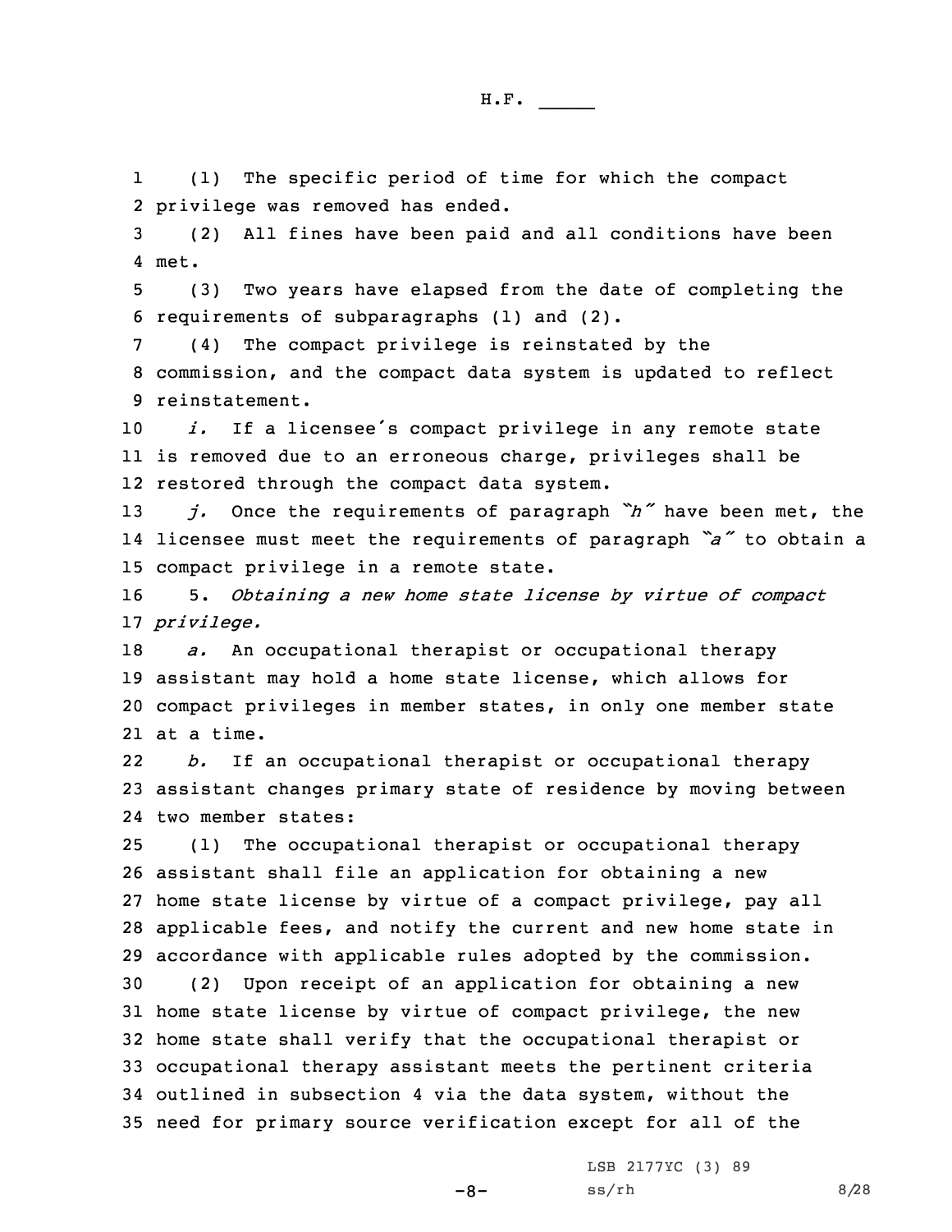(1) The specific period of time for which the compact privilege was removed has ended.

(2) All fines have been paid and all conditions have been met.

(3) Two years have elapsed from the date of completing the requirements of subparagraphs (1) and (2).

(4) The compact privilege is reinstated by the commission, and the compact data system is updated to reflect reinstatement.

*i.* If a licensee's compact privilege in any remote state is removed due to an erroneous charge, privileges shall be restored through the compact data system.

*j.* Once the requirements of paragraph *"h"* have been met, the licensee must meet the requirements of paragraph *"a"* to obtain a compact privilege in a remote state.

5. *Obtaining a new home state license by virtue of compact privilege.*

*a.* An occupational therapist or occupational therapy assistant may hold a home state license, which allows for compact privileges in member states, in only one member state at a time.

*b.* If an occupational therapist or occupational therapy assistant changes primary state of residence by moving between two member states:

(1) The occupational therapist or occupational therapy assistant shall file an application for obtaining a new home state license by virtue of a compact privilege, pay all applicable fees, and notify the current and new home state in accordance with applicable rules adopted by the commission.

(2) Upon receipt of an application for obtaining a new home state license by virtue of compact privilege, the new home state shall verify that the occupational therapist or occupational therapy assistant meets the pertinent criteria outlined in subsection 4 via the data system, without the need for primary source verification except for all of the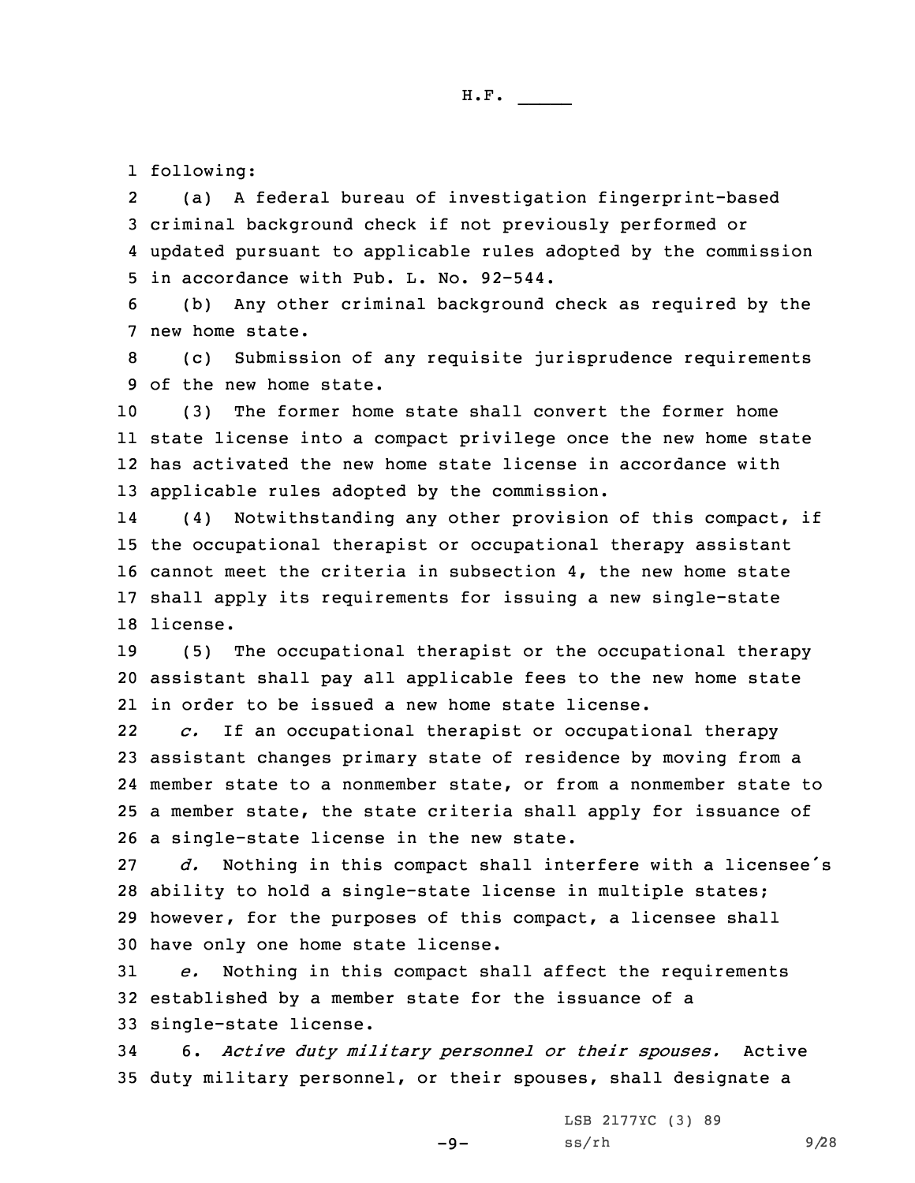following:

(a) A federal bureau of investigation fingerprint-based criminal background check if not previously performed or updated pursuant to applicable rules adopted by the commission in accordance with Pub. L. No. 92-544.

(b) Any other criminal background check as required by the new home state.

(c) Submission of any requisite jurisprudence requirements of the new home state.

(3) The former home state shall convert the former home state license into a compact privilege once the new home state has activated the new home state license in accordance with applicable rules adopted by the commission.

(4) Notwithstanding any other provision of this compact, if the occupational therapist or occupational therapy assistant cannot meet the criteria in subsection 4, the new home state shall apply its requirements for issuing a new single-state license.

(5) The occupational therapist or the occupational therapy assistant shall pay all applicable fees to the new home state in order to be issued a new home state license.

*c.* If an occupational therapist or occupational therapy assistant changes primary state of residence by moving from a member state to a nonmember state, or from a nonmember state to a member state, the state criteria shall apply for issuance of a single-state license in the new state.

*d.* Nothing in this compact shall interfere with a licensee's ability to hold a single-state license in multiple states; however, for the purposes of this compact, a licensee shall have only one home state license.

*e.* Nothing in this compact shall affect the requirements established by a member state for the issuance of a single-state license.

6. *Active duty military personnel or their spouses.* Active duty military personnel, or their spouses, shall designate a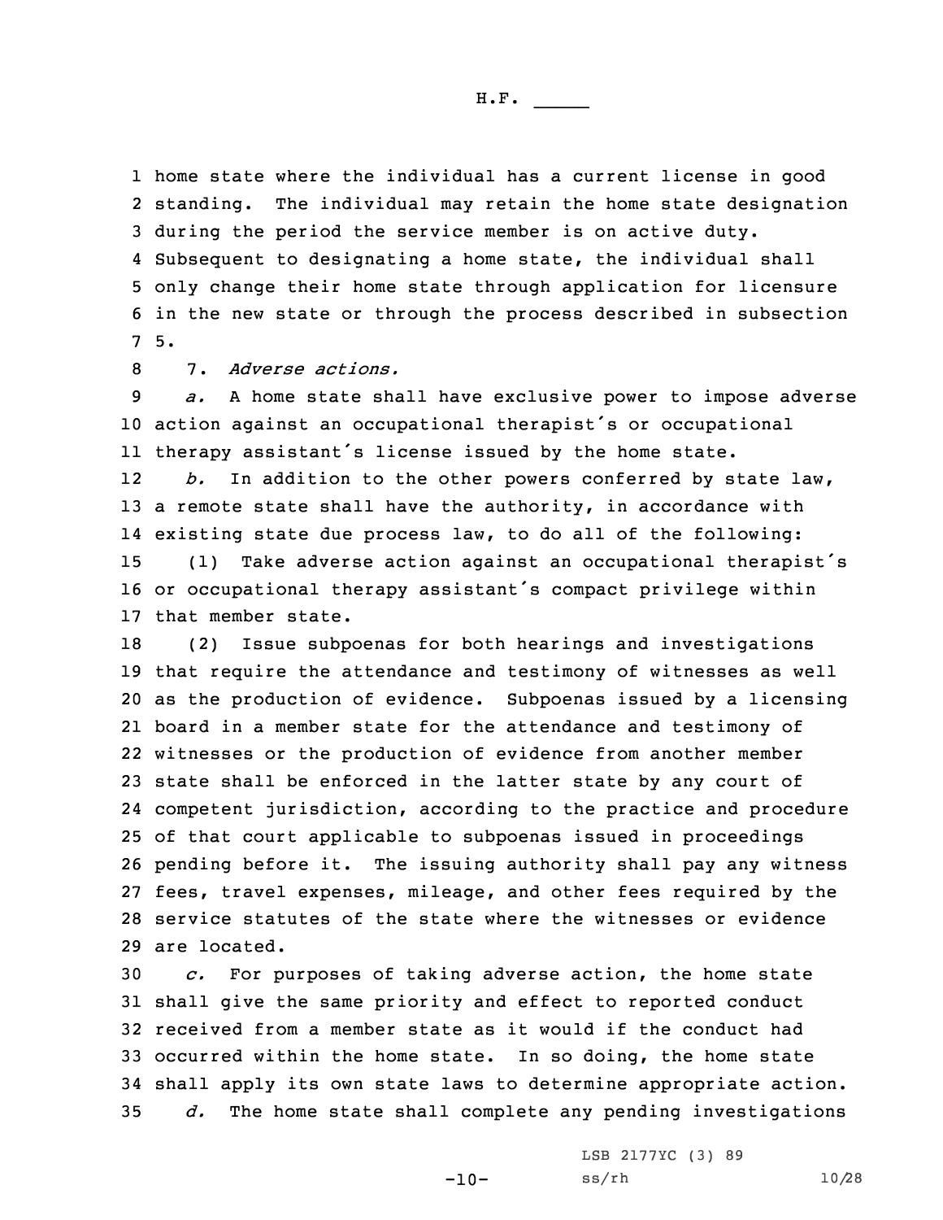home state where the individual has a current license in good standing. The individual may retain the home state designation during the period the service member is on active duty. Subsequent to designating a home state, the individual shall only change their home state through application for licensure in the new state or through the process described in subsection 5.

7. *Adverse actions.*

*a.* A home state shall have exclusive power to impose adverse action against an occupational therapist's or occupational therapy assistant's license issued by the home state.

*b.* In addition to the other powers conferred by state law, a remote state shall have the authority, in accordance with existing state due process law, to do all of the following:

(1) Take adverse action against an occupational therapist's or occupational therapy assistant's compact privilege within that member state.

(2) Issue subpoenas for both hearings and investigations that require the attendance and testimony of witnesses as well as the production of evidence. Subpoenas issued by a licensing board in a member state for the attendance and testimony of witnesses or the production of evidence from another member state shall be enforced in the latter state by any court of competent jurisdiction, according to the practice and procedure of that court applicable to subpoenas issued in proceedings pending before it. The issuing authority shall pay any witness fees, travel expenses, mileage, and other fees required by the service statutes of the state where the witnesses or evidence are located.

*c.* For purposes of taking adverse action, the home state shall give the same priority and effect to reported conduct received from a member state as it would if the conduct had occurred within the home state. In so doing, the home state shall apply its own state laws to determine appropriate action.

*d.* The home state shall complete any pending investigations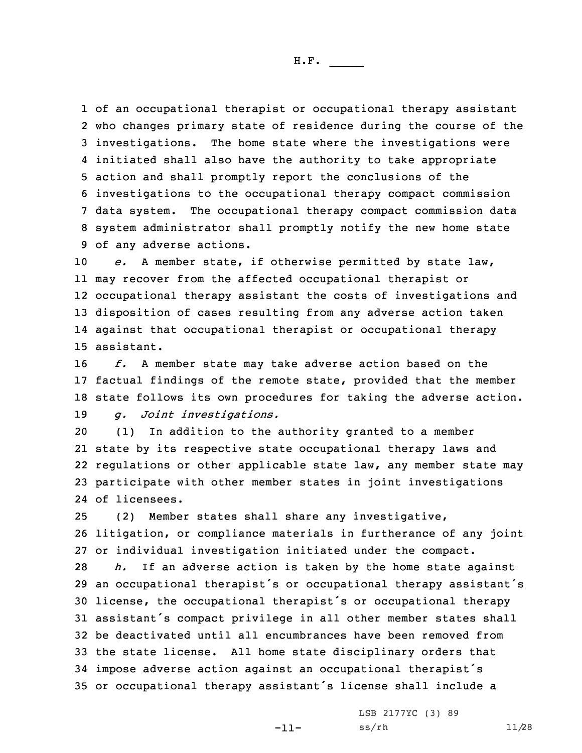of an occupational therapist or occupational therapy assistant who changes primary state of residence during the course of the investigations. The home state where the investigations were initiated shall also have the authority to take appropriate action and shall promptly report the conclusions of the investigations to the occupational therapy compact commission data system. The occupational therapy compact commission data system administrator shall promptly notify the new home state of any adverse actions.

*e.* A member state, if otherwise permitted by state law, may recover from the affected occupational therapist or occupational therapy assistant the costs of investigations and disposition of cases resulting from any adverse action taken against that occupational therapist or occupational therapy assistant.

*f.* A member state may take adverse action based on the factual findings of the remote state, provided that the member state follows its own procedures for taking the adverse action.

*g. Joint investigations.*

(1) In addition to the authority granted to a member state by its respective state occupational therapy laws and regulations or other applicable state law, any member state may participate with other member states in joint investigations of licensees.

(2) Member states shall share any investigative, litigation, or compliance materials in furtherance of any joint or individual investigation initiated under the compact.

*h.* If an adverse action is taken by the home state against an occupational therapist's or occupational therapy assistant's license, the occupational therapist's or occupational therapy assistant's compact privilege in all other member states shall be deactivated until all encumbrances have been removed from the state license. All home state disciplinary orders that impose adverse action against an occupational therapist's or occupational therapy assistant's license shall include a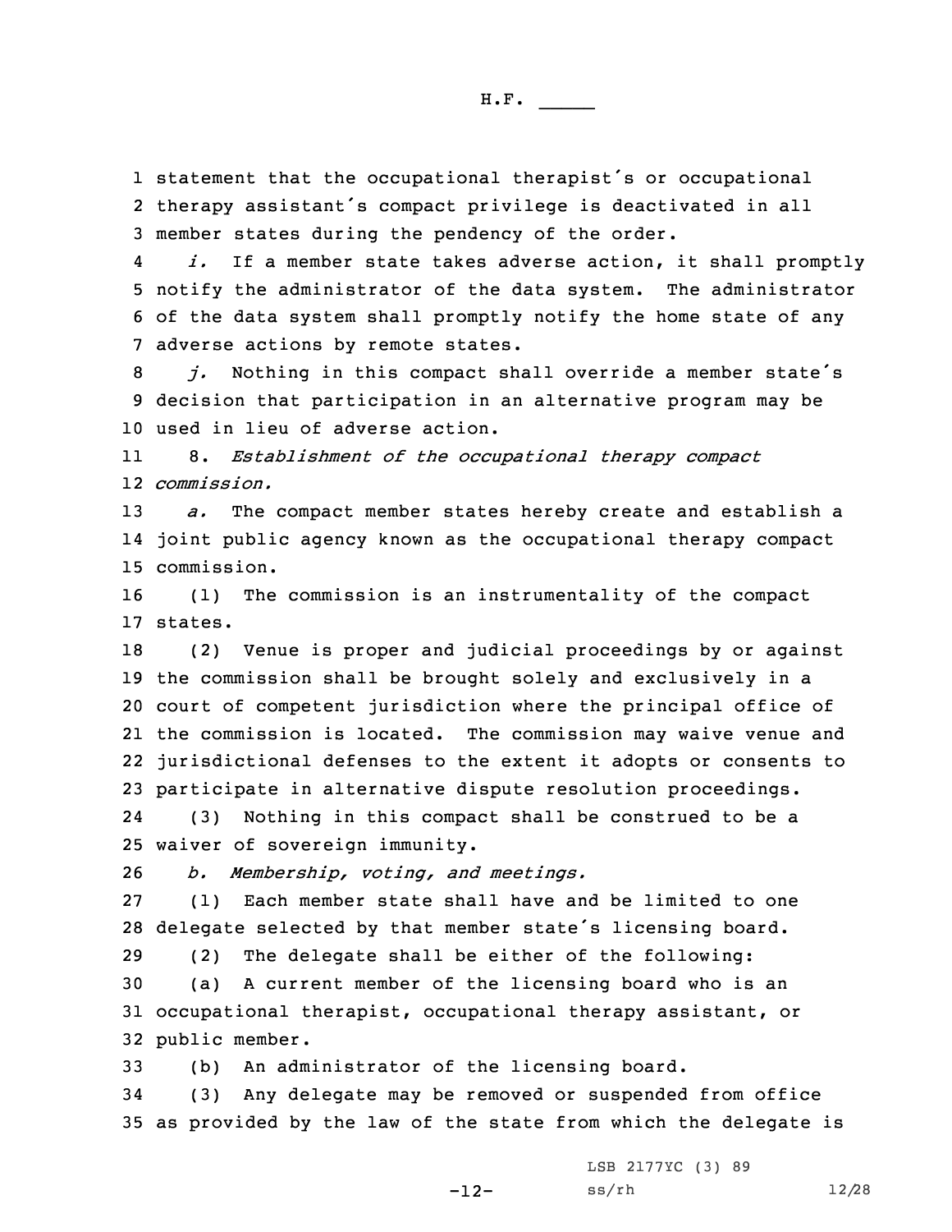statement that the occupational therapist's or occupational therapy assistant's compact privilege is deactivated in all member states during the pendency of the order.

*i.* If a member state takes adverse action, it shall promptly notify the administrator of the data system. The administrator of the data system shall promptly notify the home state of any adverse actions by remote states.

*j.* Nothing in this compact shall override a member state's decision that participation in an alternative program may be used in lieu of adverse action.

8. *Establishment of the occupational therapy compact commission.*

*a.* The compact member states hereby create and establish a joint public agency known as the occupational therapy compact commission.

(1) The commission is an instrumentality of the compact states.

(2) Venue is proper and judicial proceedings by or against the commission shall be brought solely and exclusively in a court of competent jurisdiction where the principal office of the commission is located. The commission may waive venue and jurisdictional defenses to the extent it adopts or consents to participate in alternative dispute resolution proceedings.

(3) Nothing in this compact shall be construed to be a waiver of sovereign immunity.

*b. Membership, voting, and meetings.*

(1) Each member state shall have and be limited to one delegate selected by that member state's licensing board.

(2) The delegate shall be either of the following:

(a) A current member of the licensing board who is an occupational therapist, occupational therapy assistant, or public member.

(b) An administrator of the licensing board.

(3) Any delegate may be removed or suspended from office as provided by the law of the state from which the delegate is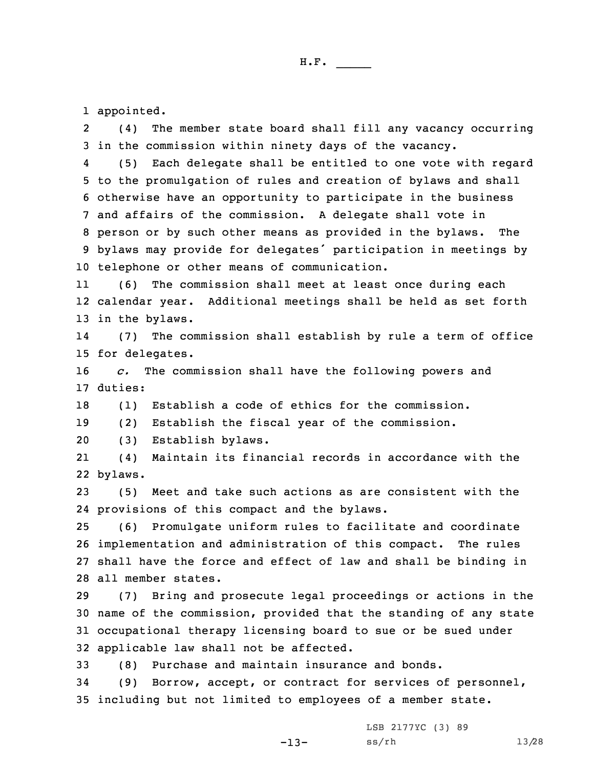appointed.

(4) The member state board shall fill any vacancy occurring in the commission within ninety days of the vacancy.

(5) Each delegate shall be entitled to one vote with regard to the promulgation of rules and creation of bylaws and shall otherwise have an opportunity to participate in the business and affairs of the commission. A delegate shall vote in person or by such other means as provided in the bylaws. The bylaws may provide for delegates' participation in meetings by telephone or other means of communication.

(6) The commission shall meet at least once during each calendar year. Additional meetings shall be held as set forth in the bylaws.

(7) The commission shall establish by rule a term of office for delegates.

*c.* The commission shall have the following powers and duties:

(1) Establish a code of ethics for the commission.

(2) Establish the fiscal year of the commission.

(3) Establish bylaws.

(4) Maintain its financial records in accordance with the bylaws.

(5) Meet and take such actions as are consistent with the provisions of this compact and the bylaws.

(6) Promulgate uniform rules to facilitate and coordinate implementation and administration of this compact. The rules shall have the force and effect of law and shall be binding in all member states.

(7) Bring and prosecute legal proceedings or actions in the name of the commission, provided that the standing of any state occupational therapy licensing board to sue or be sued under applicable law shall not be affected.

(8) Purchase and maintain insurance and bonds.

(9) Borrow, accept, or contract for services of personnel, including but not limited to employees of a member state.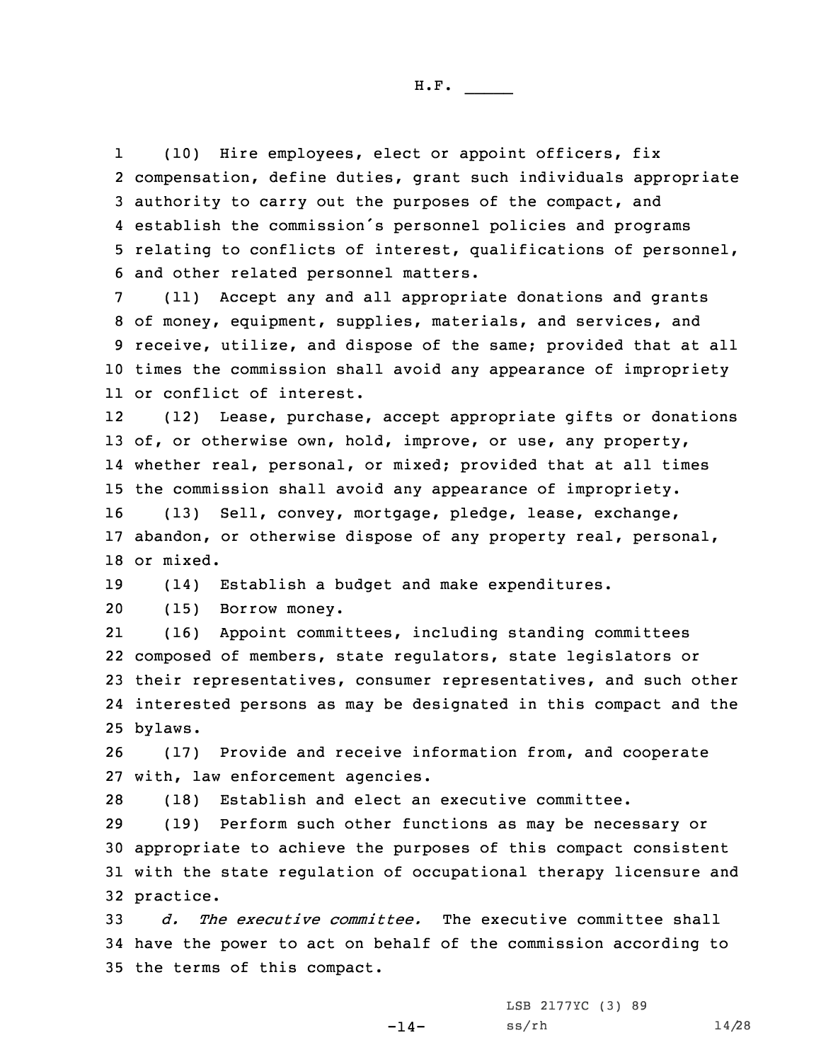(10) Hire employees, elect or appoint officers, fix compensation, define duties, grant such individuals appropriate authority to carry out the purposes of the compact, and establish the commission's personnel policies and programs relating to conflicts of interest, qualifications of personnel, and other related personnel matters.

(11) Accept any and all appropriate donations and grants of money, equipment, supplies, materials, and services, and receive, utilize, and dispose of the same; provided that at all times the commission shall avoid any appearance of impropriety or conflict of interest.

(12) Lease, purchase, accept appropriate gifts or donations of, or otherwise own, hold, improve, or use, any property, whether real, personal, or mixed; provided that at all times the commission shall avoid any appearance of impropriety.

(13) Sell, convey, mortgage, pledge, lease, exchange, abandon, or otherwise dispose of any property real, personal, or mixed.

(14) Establish a budget and make expenditures.

(15) Borrow money.

(16) Appoint committees, including standing committees composed of members, state regulators, state legislators or their representatives, consumer representatives, and such other interested persons as may be designated in this compact and the bylaws.

(17) Provide and receive information from, and cooperate with, law enforcement agencies.

(18) Establish and elect an executive committee.

(19) Perform such other functions as may be necessary or appropriate to achieve the purposes of this compact consistent with the state regulation of occupational therapy licensure and practice.

*d. The executive committee.* The executive committee shall have the power to act on behalf of the commission according to the terms of this compact.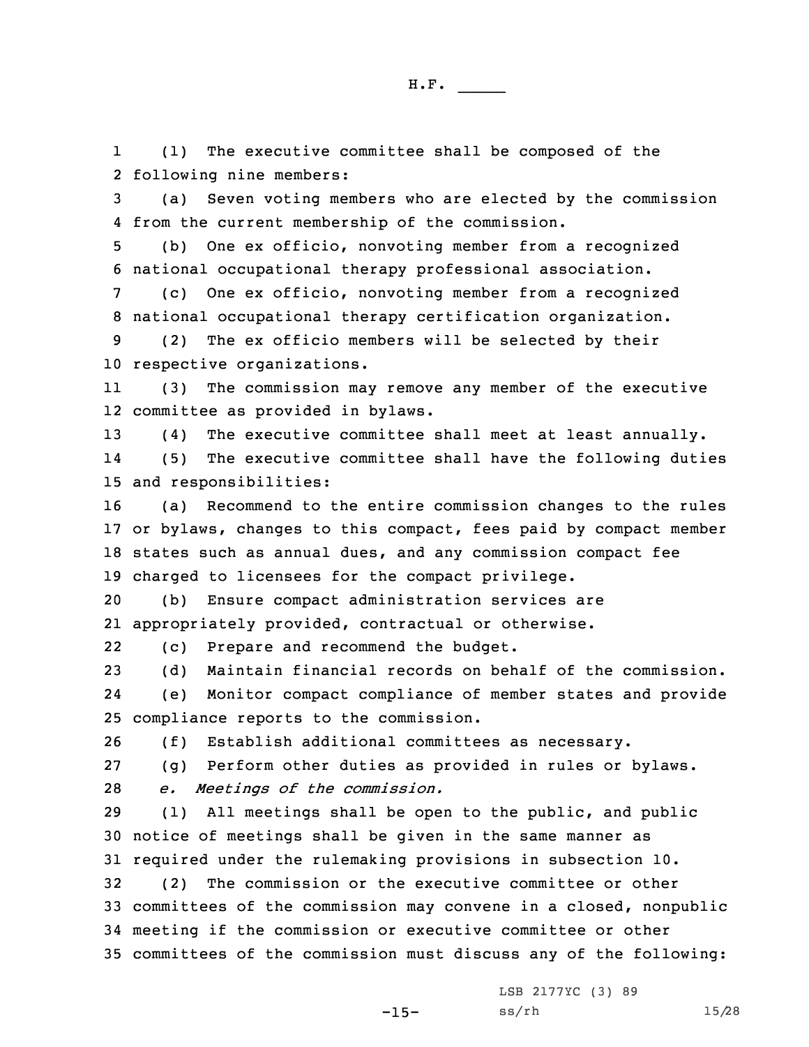(1) The executive committee shall be composed of the following nine members:

(a) Seven voting members who are elected by the commission from the current membership of the commission.

(b) One ex officio, nonvoting member from a recognized national occupational therapy professional association.

(c) One ex officio, nonvoting member from a recognized national occupational therapy certification organization.

(2) The ex officio members will be selected by their respective organizations.

(3) The commission may remove any member of the executive committee as provided in bylaws.

(4) The executive committee shall meet at least annually.

(5) The executive committee shall have the following duties and responsibilities:

(a) Recommend to the entire commission changes to the rules or bylaws, changes to this compact, fees paid by compact member states such as annual dues, and any commission compact fee charged to licensees for the compact privilege.

(b) Ensure compact administration services are appropriately provided, contractual or otherwise.

(c) Prepare and recommend the budget.

(d) Maintain financial records on behalf of the commission.

(e) Monitor compact compliance of member states and provide compliance reports to the commission.

(f) Establish additional committees as necessary.

(g) Perform other duties as provided in rules or bylaws.

*e. Meetings of the commission.*

(1) All meetings shall be open to the public, and public notice of meetings shall be given in the same manner as required under the rulemaking provisions in subsection 10.

(2) The commission or the executive committee or other committees of the commission may convene in a closed, nonpublic meeting if the commission or executive committee or other committees of the commission must discuss any of the following: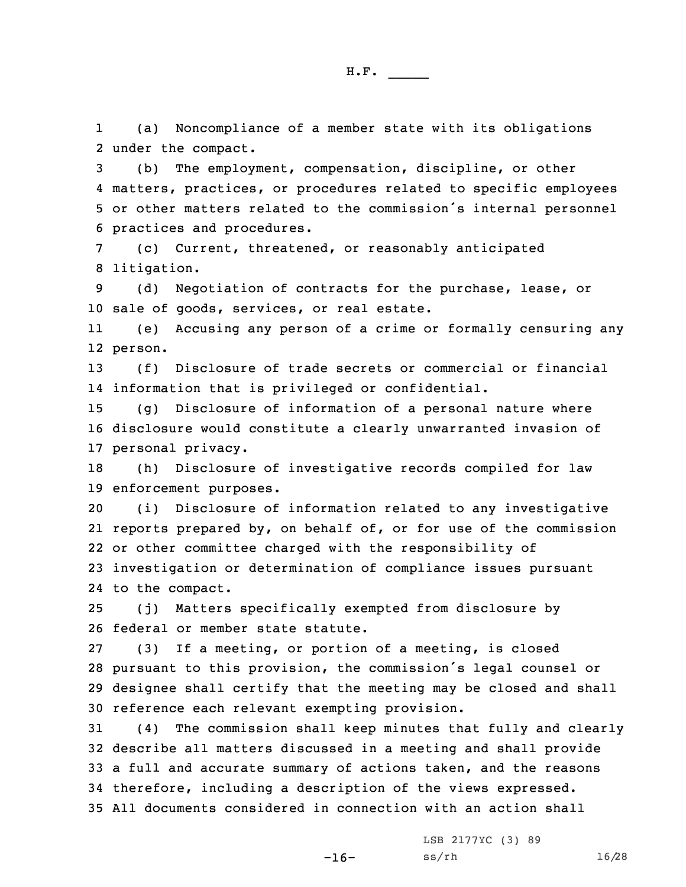(a) Noncompliance of a member state with its obligations under the compact.

(b) The employment, compensation, discipline, or other matters, practices, or procedures related to specific employees or other matters related to the commission's internal personnel practices and procedures.

(c) Current, threatened, or reasonably anticipated litigation.

(d) Negotiation of contracts for the purchase, lease, or sale of goods, services, or real estate.

(e) Accusing any person of a crime or formally censuring any person.

(f) Disclosure of trade secrets or commercial or financial information that is privileged or confidential.

(g) Disclosure of information of a personal nature where disclosure would constitute a clearly unwarranted invasion of personal privacy.

(h) Disclosure of investigative records compiled for law enforcement purposes.

(i) Disclosure of information related to any investigative reports prepared by, on behalf of, or for use of the commission or other committee charged with the responsibility of investigation or determination of compliance issues pursuant to the compact.

(j) Matters specifically exempted from disclosure by federal or member state statute.

(3) If a meeting, or portion of a meeting, is closed pursuant to this provision, the commission's legal counsel or designee shall certify that the meeting may be closed and shall reference each relevant exempting provision.

(4) The commission shall keep minutes that fully and clearly describe all matters discussed in a meeting and shall provide a full and accurate summary of actions taken, and the reasons therefore, including a description of the views expressed. All documents considered in connection with an action shall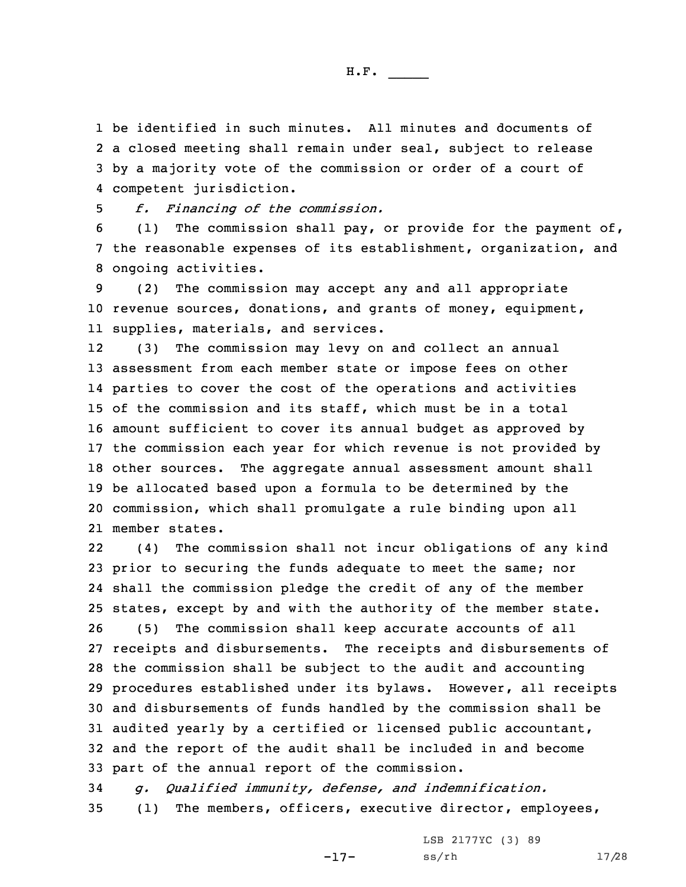be identified in such minutes. All minutes and documents of a closed meeting shall remain under seal, subject to release by a majority vote of the commission or order of a court of competent jurisdiction.

*f. Financing of the commission.*

(1) The commission shall pay, or provide for the payment of, the reasonable expenses of its establishment, organization, and ongoing activities.

(2) The commission may accept any and all appropriate revenue sources, donations, and grants of money, equipment, supplies, materials, and services.

(3) The commission may levy on and collect an annual assessment from each member state or impose fees on other parties to cover the cost of the operations and activities of the commission and its staff, which must be in a total amount sufficient to cover its annual budget as approved by the commission each year for which revenue is not provided by other sources. The aggregate annual assessment amount shall be allocated based upon a formula to be determined by the commission, which shall promulgate a rule binding upon all member states.

(4) The commission shall not incur obligations of any kind prior to securing the funds adequate to meet the same; nor shall the commission pledge the credit of any of the member states, except by and with the authority of the member state.

(5) The commission shall keep accurate accounts of all receipts and disbursements. The receipts and disbursements of the commission shall be subject to the audit and accounting procedures established under its bylaws. However, all receipts and disbursements of funds handled by the commission shall be audited yearly by a certified or licensed public accountant, and the report of the audit shall be included in and become part of the annual report of the commission.

*g. Qualified immunity, defense, and indemnification.*

(1) The members, officers, executive director, employees,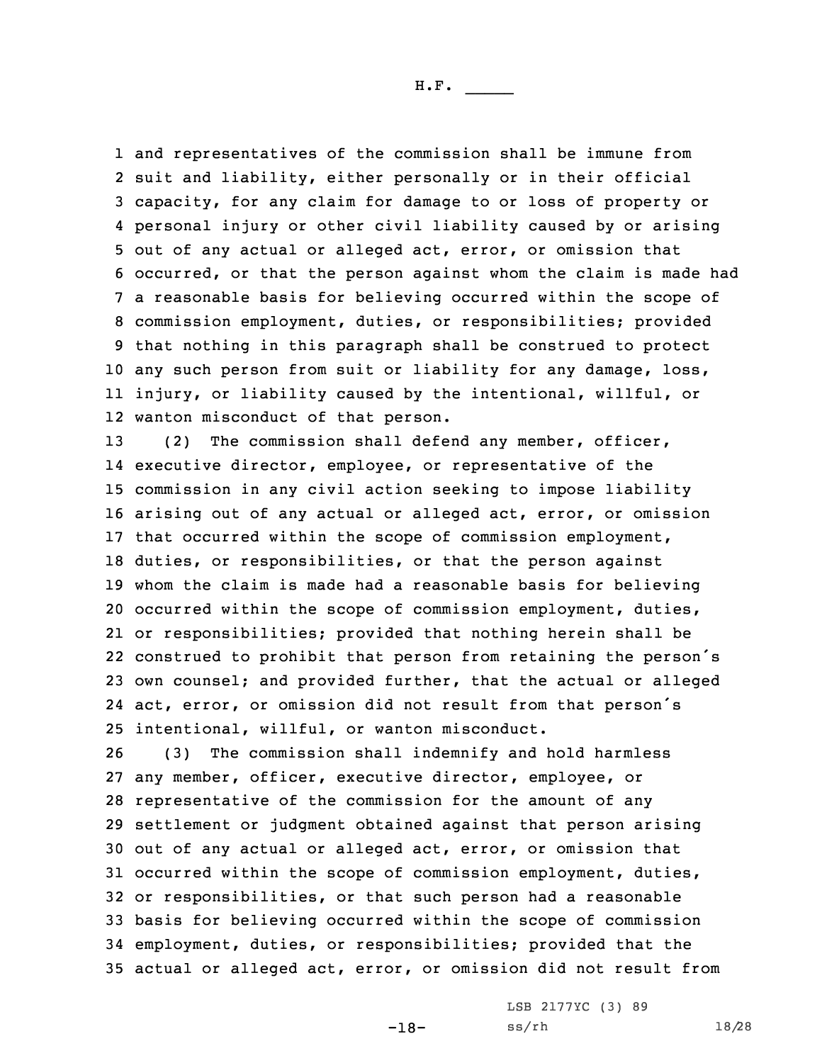and representatives of the commission shall be immune from suit and liability, either personally or in their official capacity, for any claim for damage to or loss of property or personal injury or other civil liability caused by or arising out of any actual or alleged act, error, or omission that occurred, or that the person against whom the claim is made had a reasonable basis for believing occurred within the scope of commission employment, duties, or responsibilities; provided that nothing in this paragraph shall be construed to protect any such person from suit or liability for any damage, loss, injury, or liability caused by the intentional, willful, or wanton misconduct of that person.

(2) The commission shall defend any member, officer, executive director, employee, or representative of the commission in any civil action seeking to impose liability arising out of any actual or alleged act, error, or omission that occurred within the scope of commission employment, duties, or responsibilities, or that the person against whom the claim is made had a reasonable basis for believing occurred within the scope of commission employment, duties, or responsibilities; provided that nothing herein shall be construed to prohibit that person from retaining the person's own counsel; and provided further, that the actual or alleged act, error, or omission did not result from that person's intentional, willful, or wanton misconduct.

(3) The commission shall indemnify and hold harmless any member, officer, executive director, employee, or representative of the commission for the amount of any settlement or judgment obtained against that person arising out of any actual or alleged act, error, or omission that occurred within the scope of commission employment, duties, or responsibilities, or that such person had a reasonable basis for believing occurred within the scope of commission employment, duties, or responsibilities; provided that the actual or alleged act, error, or omission did not result from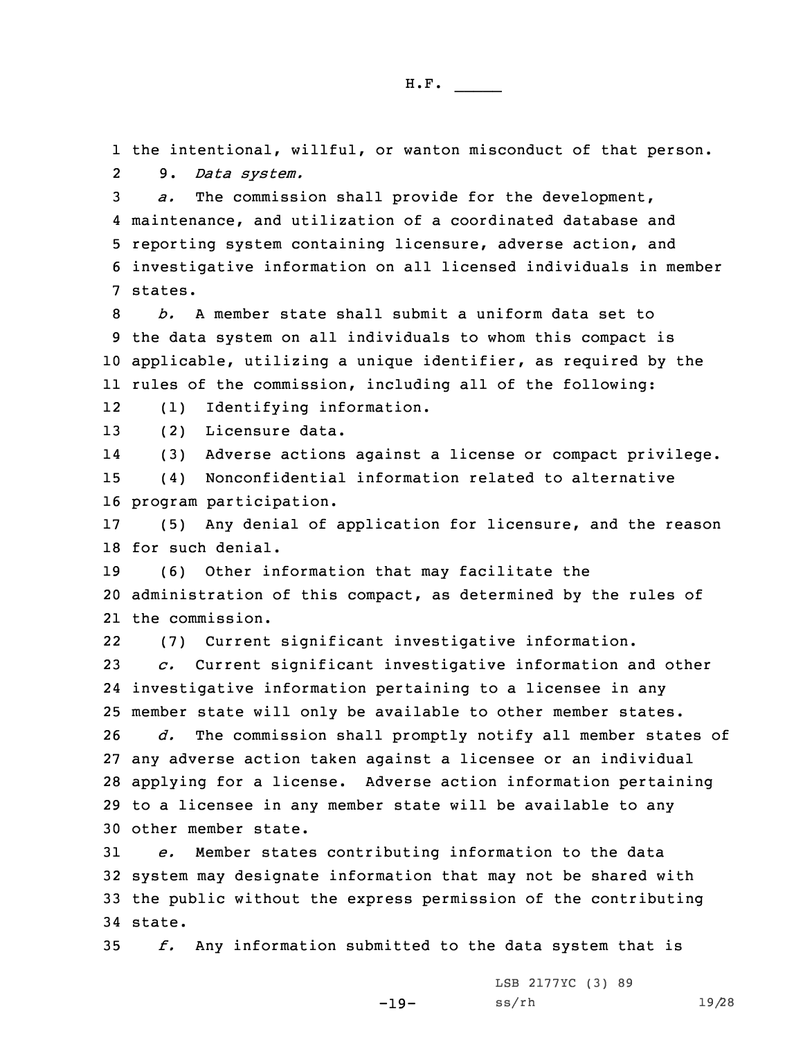the intentional, willful, or wanton misconduct of that person.

9. *Data system.*

*a.* The commission shall provide for the development, maintenance, and utilization of a coordinated database and reporting system containing licensure, adverse action, and investigative information on all licensed individuals in member states.

*b.* A member state shall submit a uniform data set to the data system on all individuals to whom this compact is applicable, utilizing a unique identifier, as required by the rules of the commission, including all of the following:

(1) Identifying information.

(2) Licensure data.

(3) Adverse actions against a license or compact privilege.

(4) Nonconfidential information related to alternative program participation.

(5) Any denial of application for licensure, and the reason for such denial.

(6) Other information that may facilitate the administration of this compact, as determined by the rules of the commission.

(7) Current significant investigative information.

*c.* Current significant investigative information and other investigative information pertaining to a licensee in any member state will only be available to other member states.

*d.* The commission shall promptly notify all member states of any adverse action taken against a licensee or an individual applying for a license. Adverse action information pertaining to a licensee in any member state will be available to any other member state.

*e.* Member states contributing information to the data system may designate information that may not be shared with the public without the express permission of the contributing state.

*f.* Any information submitted to the data system that is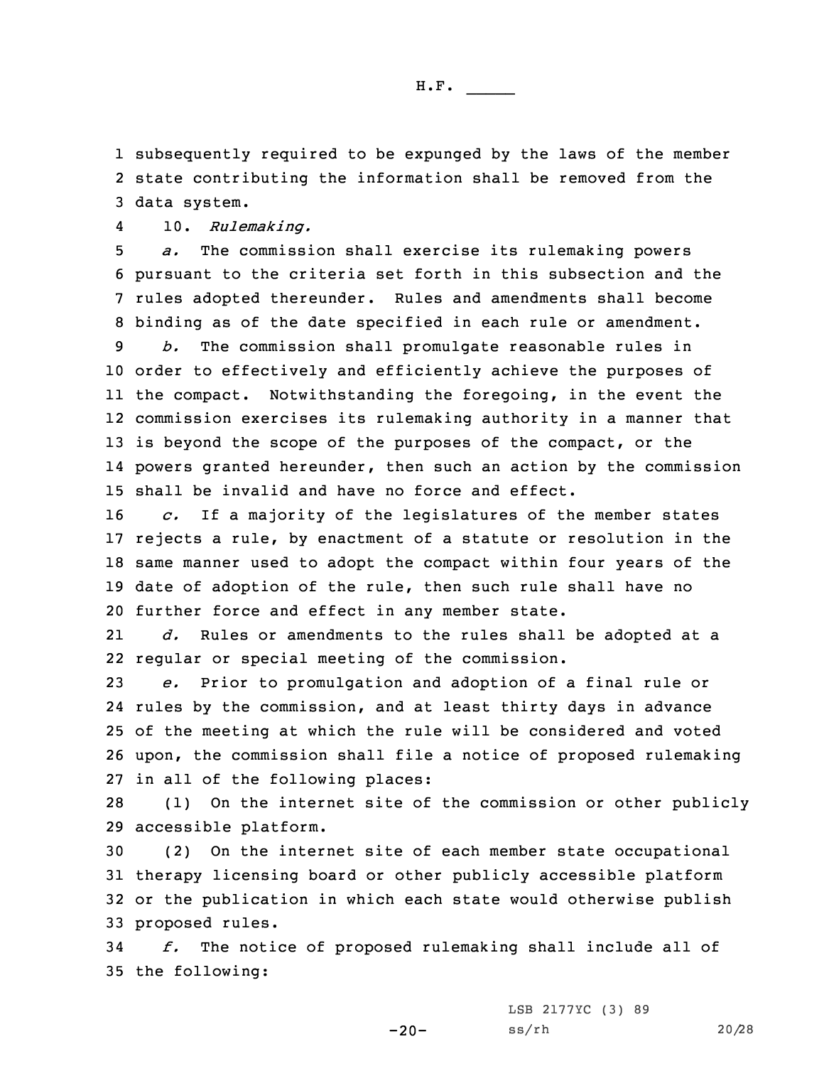subsequently required to be expunged by the laws of the member state contributing the information shall be removed from the data system.

10. *Rulemaking.*

*a.* The commission shall exercise its rulemaking powers pursuant to the criteria set forth in this subsection and the rules adopted thereunder. Rules and amendments shall become binding as of the date specified in each rule or amendment.

*b.* The commission shall promulgate reasonable rules in order to effectively and efficiently achieve the purposes of the compact. Notwithstanding the foregoing, in the event the commission exercises its rulemaking authority in a manner that is beyond the scope of the purposes of the compact, or the powers granted hereunder, then such an action by the commission shall be invalid and have no force and effect.

*c.* If a majority of the legislatures of the member states rejects a rule, by enactment of a statute or resolution in the same manner used to adopt the compact within four years of the date of adoption of the rule, then such rule shall have no further force and effect in any member state.

*d.* Rules or amendments to the rules shall be adopted at a regular or special meeting of the commission.

*e.* Prior to promulgation and adoption of a final rule or rules by the commission, and at least thirty days in advance of the meeting at which the rule will be considered and voted upon, the commission shall file a notice of proposed rulemaking in all of the following places:

(1) On the internet site of the commission or other publicly accessible platform.

(2) On the internet site of each member state occupational therapy licensing board or other publicly accessible platform or the publication in which each state would otherwise publish proposed rules.

*f.* The notice of proposed rulemaking shall include all of the following: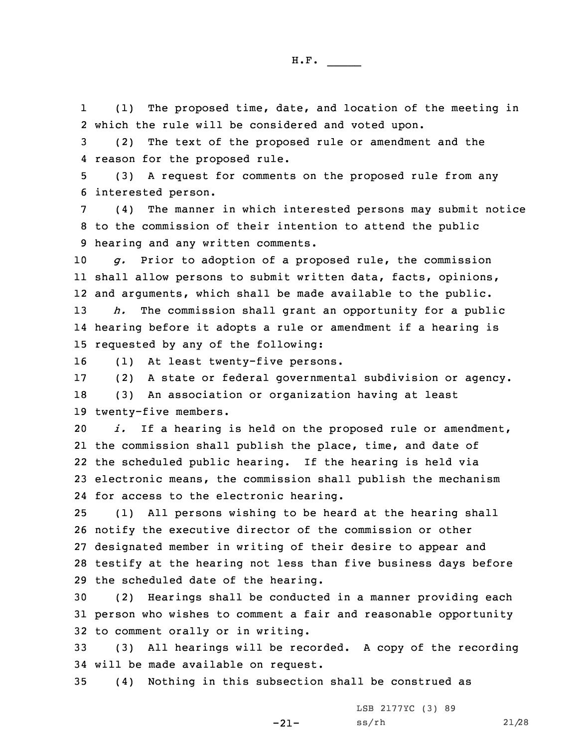(1) The proposed time, date, and location of the meeting in which the rule will be considered and voted upon.

(2) The text of the proposed rule or amendment and the reason for the proposed rule.

(3) A request for comments on the proposed rule from any interested person.

(4) The manner in which interested persons may submit notice to the commission of their intention to attend the public hearing and any written comments.

*g.* Prior to adoption of a proposed rule, the commission shall allow persons to submit written data, facts, opinions, and arguments, which shall be made available to the public.

*h.* The commission shall grant an opportunity for a public hearing before it adopts a rule or amendment if a hearing is requested by any of the following:

(1) At least twenty-five persons.

(2) A state or federal governmental subdivision or agency.

(3) An association or organization having at least twenty-five members.

*i.* If a hearing is held on the proposed rule or amendment, the commission shall publish the place, time, and date of the scheduled public hearing. If the hearing is held via electronic means, the commission shall publish the mechanism for access to the electronic hearing.

(1) All persons wishing to be heard at the hearing shall notify the executive director of the commission or other designated member in writing of their desire to appear and testify at the hearing not less than five business days before the scheduled date of the hearing.

(2) Hearings shall be conducted in a manner providing each person who wishes to comment a fair and reasonable opportunity to comment orally or in writing.

(3) All hearings will be recorded. A copy of the recording will be made available on request.

(4) Nothing in this subsection shall be construed as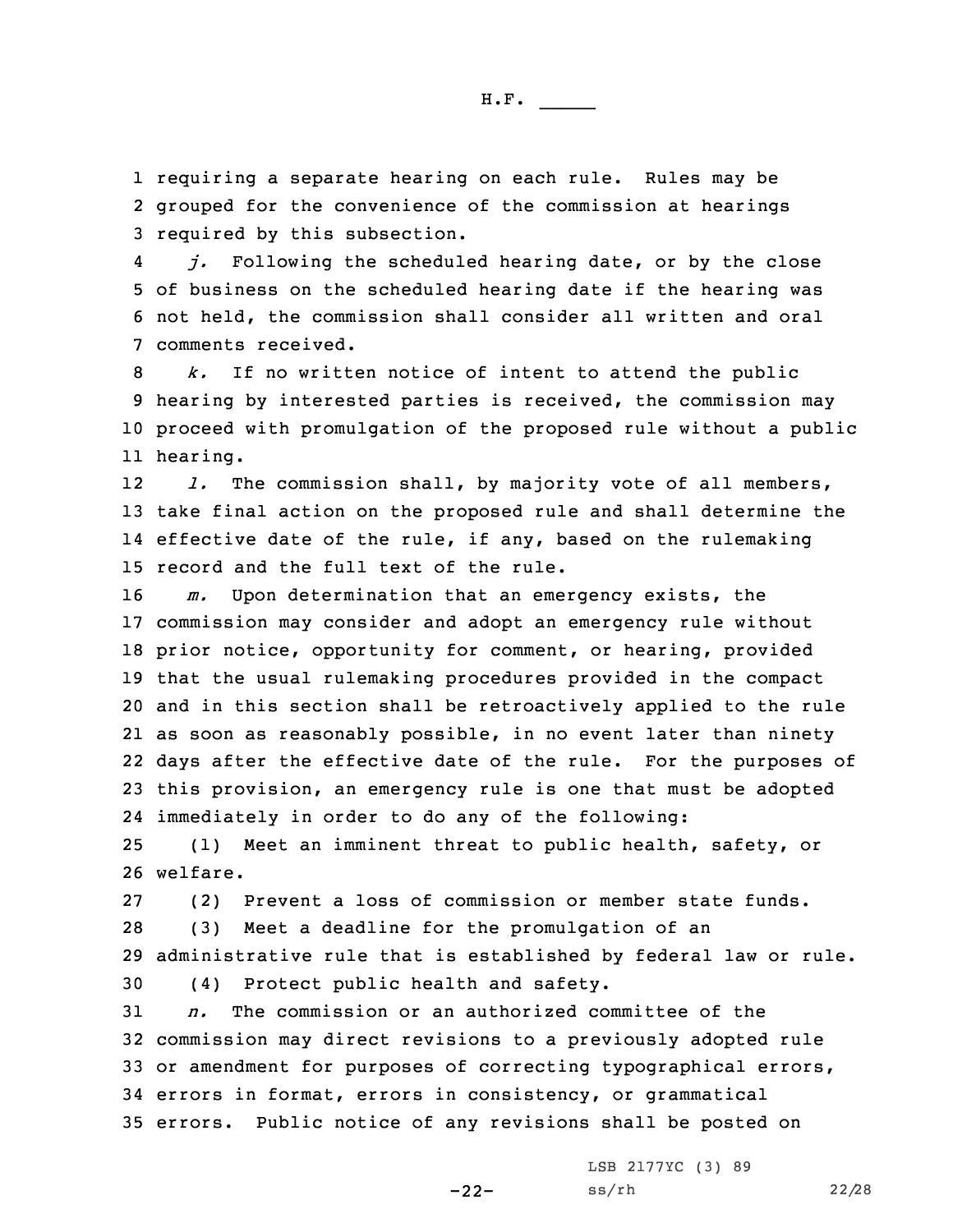requiring a separate hearing on each rule. Rules may be grouped for the convenience of the commission at hearings required by this subsection.

*j.* Following the scheduled hearing date, or by the close of business on the scheduled hearing date if the hearing was not held, the commission shall consider all written and oral comments received.

*k.* If no written notice of intent to attend the public hearing by interested parties is received, the commission may proceed with promulgation of the proposed rule without a public hearing.

*l.* The commission shall, by majority vote of all members, take final action on the proposed rule and shall determine the effective date of the rule, if any, based on the rulemaking record and the full text of the rule.

*m.* Upon determination that an emergency exists, the commission may consider and adopt an emergency rule without prior notice, opportunity for comment, or hearing, provided that the usual rulemaking procedures provided in the compact and in this section shall be retroactively applied to the rule as soon as reasonably possible, in no event later than ninety days after the effective date of the rule. For the purposes of this provision, an emergency rule is one that must be adopted immediately in order to do any of the following:

(1) Meet an imminent threat to public health, safety, or welfare.

(2) Prevent a loss of commission or member state funds.

(3) Meet a deadline for the promulgation of an administrative rule that is established by federal law or rule.

(4) Protect public health and safety.

*n.* The commission or an authorized committee of the commission may direct revisions to a previously adopted rule or amendment for purposes of correcting typographical errors, errors in format, errors in consistency, or grammatical errors. Public notice of any revisions shall be posted on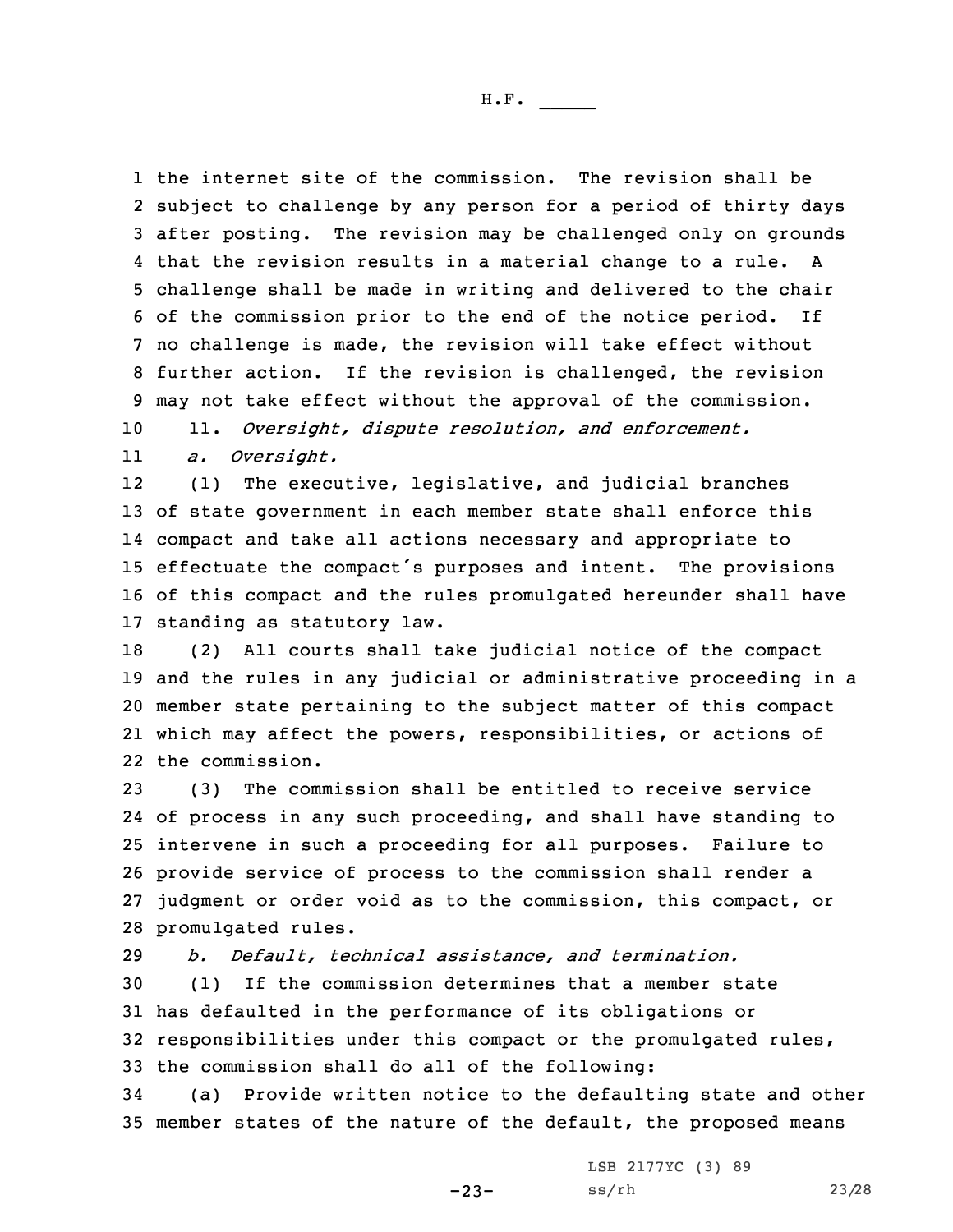the internet site of the commission. The revision shall be subject to challenge by any person for a period of thirty days after posting. The revision may be challenged only on grounds that the revision results in a material change to a rule. A challenge shall be made in writing and delivered to the chair of the commission prior to the end of the notice period. If no challenge is made, the revision will take effect without further action. If the revision is challenged, the revision may not take effect without the approval of the commission.

11. *Oversight, dispute resolution, and enforcement.*

*a. Oversight.*

(1) The executive, legislative, and judicial branches of state government in each member state shall enforce this compact and take all actions necessary and appropriate to effectuate the compact's purposes and intent. The provisions of this compact and the rules promulgated hereunder shall have standing as statutory law.

(2) All courts shall take judicial notice of the compact and the rules in any judicial or administrative proceeding in a member state pertaining to the subject matter of this compact which may affect the powers, responsibilities, or actions of the commission.

(3) The commission shall be entitled to receive service of process in any such proceeding, and shall have standing to intervene in such a proceeding for all purposes. Failure to provide service of process to the commission shall render a judgment or order void as to the commission, this compact, or promulgated rules.

*b. Default, technical assistance, and termination.*

(1) If the commission determines that a member state has defaulted in the performance of its obligations or responsibilities under this compact or the promulgated rules, the commission shall do all of the following:

(a) Provide written notice to the defaulting state and other member states of the nature of the default, the proposed means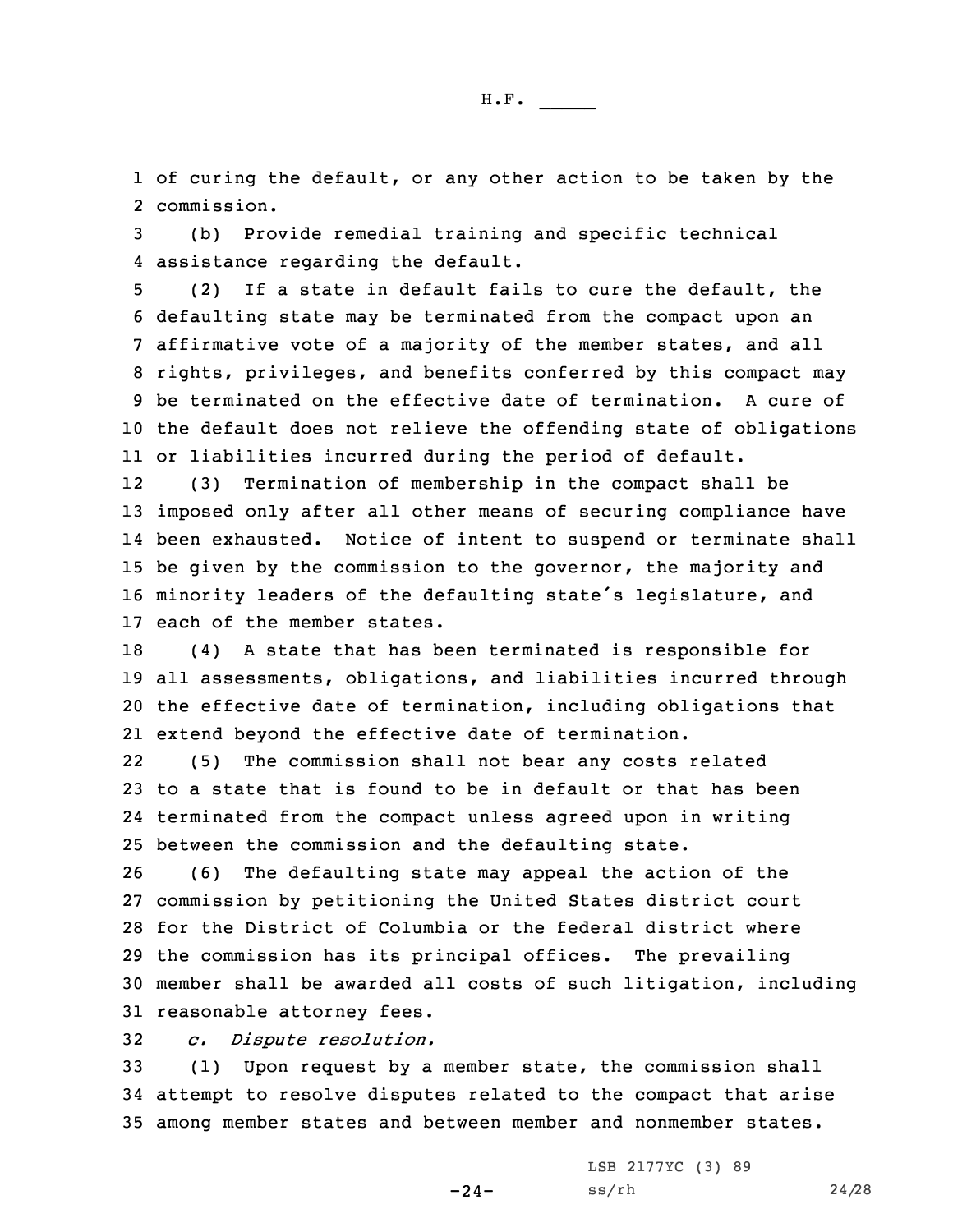of curing the default, or any other action to be taken by the commission.

(b) Provide remedial training and specific technical assistance regarding the default.

(2) If a state in default fails to cure the default, the defaulting state may be terminated from the compact upon an affirmative vote of a majority of the member states, and all rights, privileges, and benefits conferred by this compact may be terminated on the effective date of termination. A cure of the default does not relieve the offending state of obligations or liabilities incurred during the period of default.

(3) Termination of membership in the compact shall be imposed only after all other means of securing compliance have been exhausted. Notice of intent to suspend or terminate shall be given by the commission to the governor, the majority and minority leaders of the defaulting state's legislature, and each of the member states.

(4) A state that has been terminated is responsible for all assessments, obligations, and liabilities incurred through the effective date of termination, including obligations that extend beyond the effective date of termination.

(5) The commission shall not bear any costs related to a state that is found to be in default or that has been terminated from the compact unless agreed upon in writing between the commission and the defaulting state.

(6) The defaulting state may appeal the action of the commission by petitioning the United States district court for the District of Columbia or the federal district where the commission has its principal offices. The prevailing member shall be awarded all costs of such litigation, including reasonable attorney fees.

*c. Dispute resolution.*

(1) Upon request by a member state, the commission shall attempt to resolve disputes related to the compact that arise among member states and between member and nonmember states.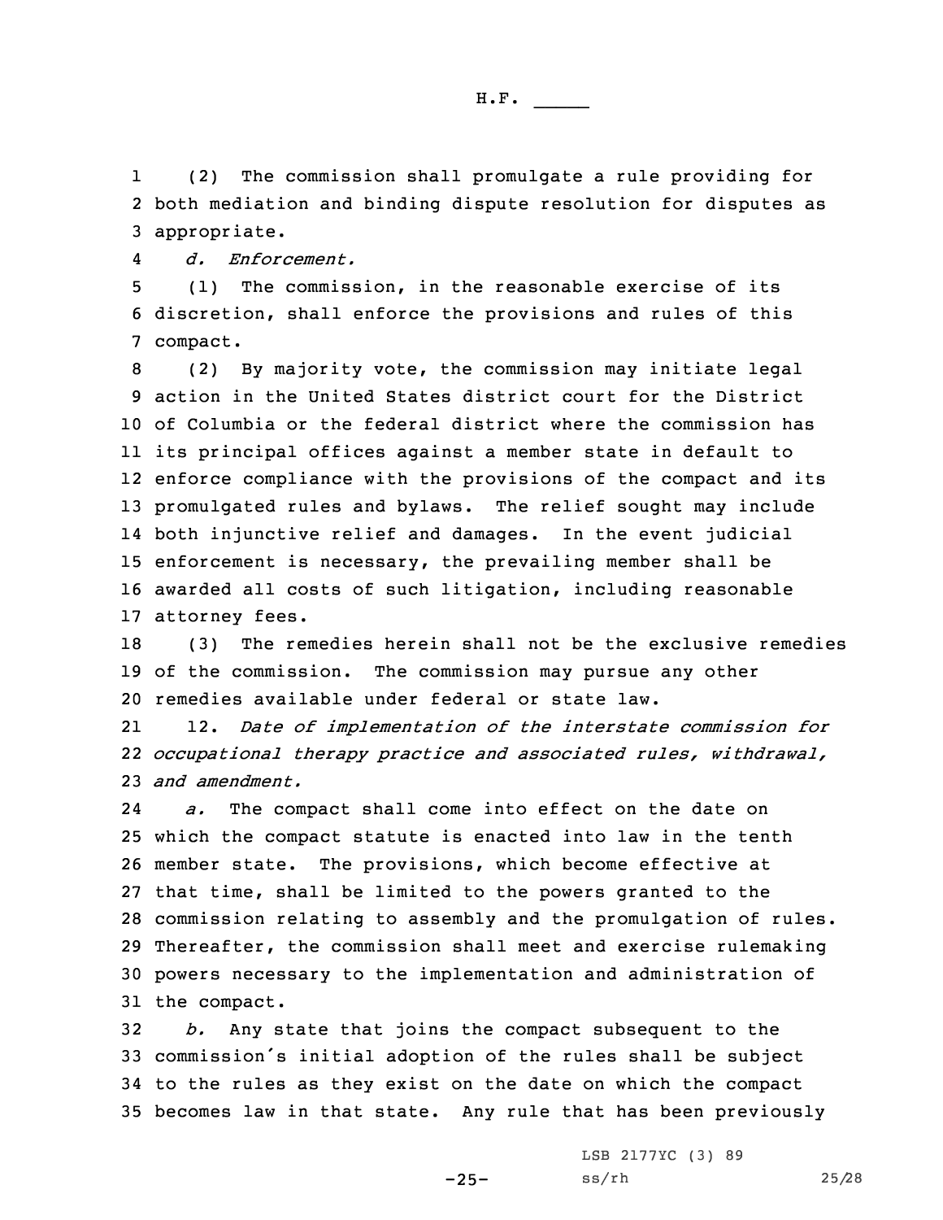(2) The commission shall promulgate a rule providing for both mediation and binding dispute resolution for disputes as appropriate.

*d. Enforcement.*

(1) The commission, in the reasonable exercise of its discretion, shall enforce the provisions and rules of this compact.

(2) By majority vote, the commission may initiate legal action in the United States district court for the District of Columbia or the federal district where the commission has its principal offices against a member state in default to enforce compliance with the provisions of the compact and its promulgated rules and bylaws. The relief sought may include both injunctive relief and damages. In the event judicial enforcement is necessary, the prevailing member shall be awarded all costs of such litigation, including reasonable attorney fees.

(3) The remedies herein shall not be the exclusive remedies of the commission. The commission may pursue any other remedies available under federal or state law.

12. *Date of implementation of the interstate commission for occupational therapy practice and associated rules, withdrawal, and amendment.*

*a.* The compact shall come into effect on the date on which the compact statute is enacted into law in the tenth member state. The provisions, which become effective at that time, shall be limited to the powers granted to the commission relating to assembly and the promulgation of rules. Thereafter, the commission shall meet and exercise rulemaking powers necessary to the implementation and administration of the compact.

*b.* Any state that joins the compact subsequent to the commission's initial adoption of the rules shall be subject to the rules as they exist on the date on which the compact becomes law in that state. Any rule that has been previously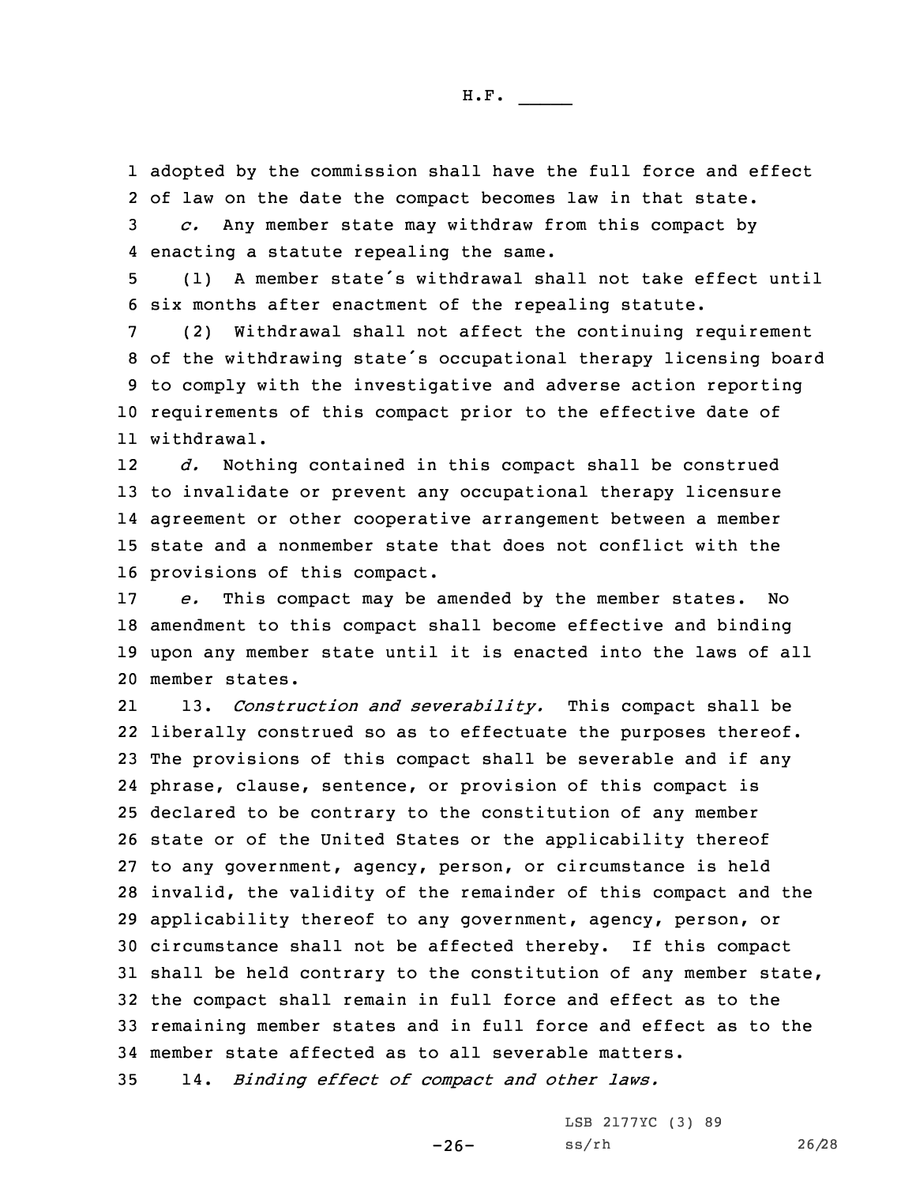adopted by the commission shall have the full force and effect of law on the date the compact becomes law in that state.

*c.* Any member state may withdraw from this compact by enacting a statute repealing the same.

(1) A member state's withdrawal shall not take effect until six months after enactment of the repealing statute.

(2) Withdrawal shall not affect the continuing requirement of the withdrawing state's occupational therapy licensing board to comply with the investigative and adverse action reporting requirements of this compact prior to the effective date of withdrawal.

*d.* Nothing contained in this compact shall be construed to invalidate or prevent any occupational therapy licensure agreement or other cooperative arrangement between a member state and a nonmember state that does not conflict with the provisions of this compact.

*e.* This compact may be amended by the member states. No amendment to this compact shall become effective and binding upon any member state until it is enacted into the laws of all member states.

13. *Construction and severability.* This compact shall be liberally construed so as to effectuate the purposes thereof. The provisions of this compact shall be severable and if any phrase, clause, sentence, or provision of this compact is declared to be contrary to the constitution of any member state or of the United States or the applicability thereof to any government, agency, person, or circumstance is held invalid, the validity of the remainder of this compact and the applicability thereof to any government, agency, person, or circumstance shall not be affected thereby. If this compact shall be held contrary to the constitution of any member state, the compact shall remain in full force and effect as to the remaining member states and in full force and effect as to the member state affected as to all severable matters.

14. *Binding effect of compact and other laws.*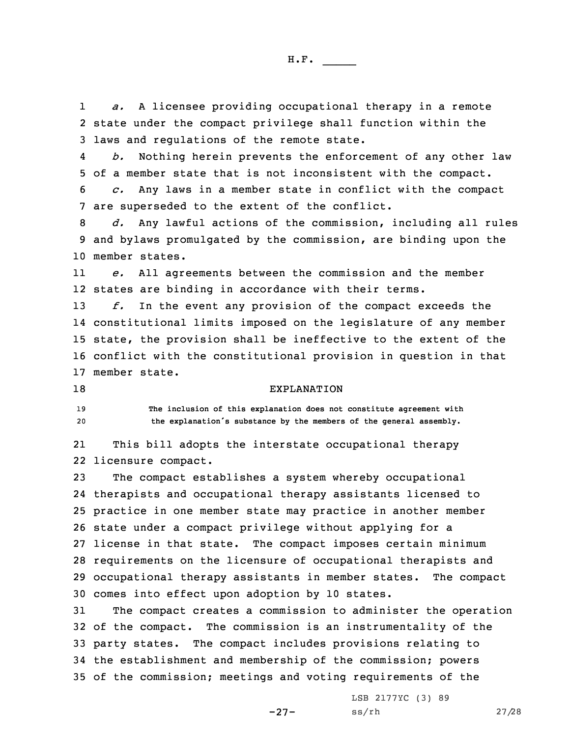*a.* A licensee providing occupational therapy in a remote state under the compact privilege shall function within the laws and regulations of the remote state.

*b.* Nothing herein prevents the enforcement of any other law of a member state that is not inconsistent with the compact.

*c.* Any laws in a member state in conflict with the compact are superseded to the extent of the conflict.

*d.* Any lawful actions of the commission, including all rules and bylaws promulgated by the commission, are binding upon the member states.

*e.* All agreements between the commission and the member states are binding in accordance with their terms.

*f.* In the event any provision of the compact exceeds the constitutional limits imposed on the legislature of any member state, the provision shall be ineffective to the extent of the conflict with the constitutional provision in question in that member state.

EXPLANATION

The inclusion of this explanation does not constitute agreement with the explanation's substance by the members of the general assembly.

This bill adopts the interstate occupational therapy licensure compact.

The compact establishes a system whereby occupational therapists and occupational therapy assistants licensed to practice in one member state may practice in another member state under a compact privilege without applying for a license in that state. The compact imposes certain minimum requirements on the licensure of occupational therapists and occupational therapy assistants in member states. The compact comes into effect upon adoption by 10 states.

The compact creates a commission to administer the operation of the compact. The commission is an instrumentality of the party states. The compact includes provisions relating to the establishment and membership of the commission; powers of the commission; meetings and voting requirements of the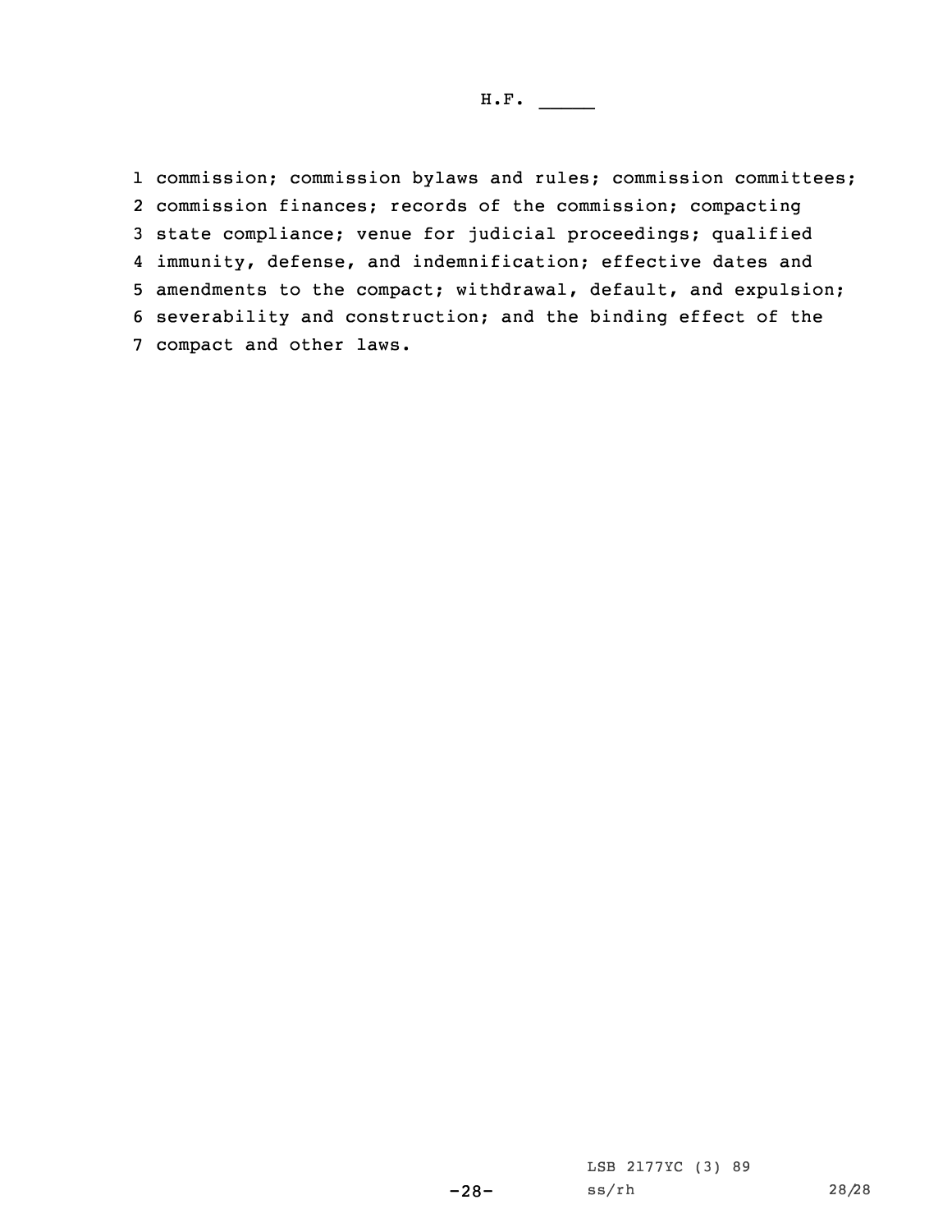1 commission; commission bylaws and rules; commission committees;
2 commission finances; records of the commission; compacting
3 state compliance; venue for judicial proceedings; qualified
4 immunity, defense, and indemnification; effective dates and
5 amendments to the compact; withdrawal, default, and expulsion;
6 severability and construction; and the binding effect of the
7 compact and other laws.

LSB 2177YC (3) 89
ss/rh